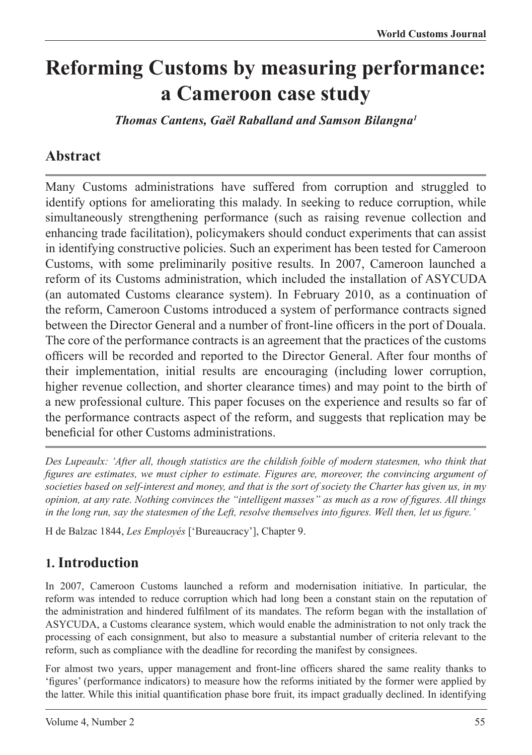# Reforming Customs by measuring performance: a Cameroon case study

***Thomas Cantens, Gaël Raballand and Samson Bilangna[1]***

## Abstract

Many Customs administrations have suffered from corruption and struggled to identify options for ameliorating this malady. In seeking to reduce corruption, while simultaneously strengthening performance (such as raising revenue collection and enhancing trade facilitation), policymakers should conduct experiments that can assist in identifying constructive policies. Such an experiment has been tested for Cameroon Customs, with some preliminarily positive results. In 2007, Cameroon launched a reform of its Customs administration, which included the installation of ASYCUDA (an automated Customs clearance system). In February 2010, as a continuation of the reform, Cameroon Customs introduced a system of performance contracts signed between the Director General and a number of front-line officers in the port of Douala. The core of the performance contracts is an agreement that the practices of the customs officers will be recorded and reported to the Director General. After four months of their implementation, initial results are encouraging (including lower corruption, higher revenue collection, and shorter clearance times) and may point to the birth of a new professional culture. This paper focuses on the experience and results so far of the performance contracts aspect of the reform, and suggests that replication may be beneficial for other Customs administrations.

*Des Lupeaulx: 'After all, though statistics are the childish foible of modern statesmen, who think that figures are estimates, we must cipher to estimate. Figures are, moreover, the convincing argument of societies based on self-interest and money, and that is the sort of society the Charter has given us, in my opinion, at any rate. Nothing convinces the "intelligent masses" as much as a row of figures. All things in the long run, say the statesmen of the Left, resolve themselves into figures. Well then, let us figure.'*

H de Balzac 1844, *Les Employés* ['Bureaucracy'], Chapter 9.

## 1. Introduction

In 2007, Cameroon Customs launched a reform and modernisation initiative. In particular, the reform was intended to reduce corruption which had long been a constant stain on the reputation of the administration and hindered fulfilment of its mandates. The reform began with the installation of ASYCUDA, a Customs clearance system, which would enable the administration to not only track the processing of each consignment, but also to measure a substantial number of criteria relevant to the reform, such as compliance with the deadline for recording the manifest by consignees.

For almost two years, upper management and front-line officers shared the same reality thanks to 'figures' (performance indicators) to measure how the reforms initiated by the former were applied by the latter. While this initial quantification phase bore fruit, its impact gradually declined. In identifying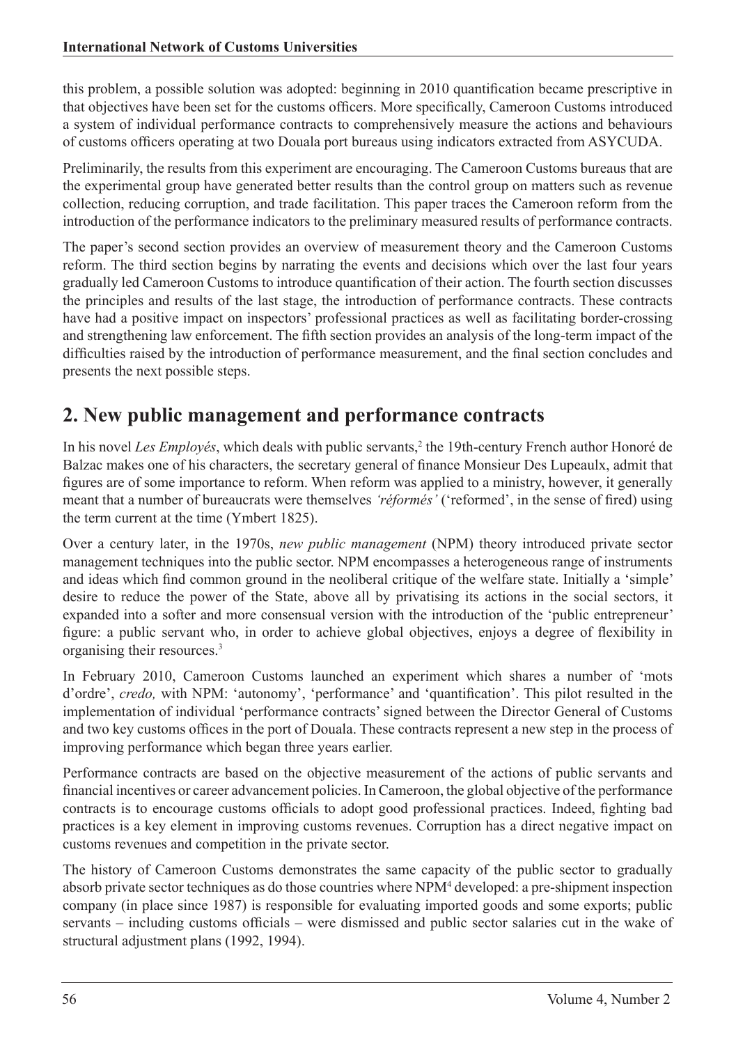this problem, a possible solution was adopted: beginning in 2010 quantification became prescriptive in that objectives have been set for the customs officers. More specifically, Cameroon Customs introduced a system of individual performance contracts to comprehensively measure the actions and behaviours of customs officers operating at two Douala port bureaus using indicators extracted from ASYCUDA.

Preliminarily, the results from this experiment are encouraging. The Cameroon Customs bureaus that are the experimental group have generated better results than the control group on matters such as revenue collection, reducing corruption, and trade facilitation. This paper traces the Cameroon reform from the introduction of the performance indicators to the preliminary measured results of performance contracts.

The paper's second section provides an overview of measurement theory and the Cameroon Customs reform. The third section begins by narrating the events and decisions which over the last four years gradually led Cameroon Customs to introduce quantification of their action. The fourth section discusses the principles and results of the last stage, the introduction of performance contracts. These contracts have had a positive impact on inspectors' professional practices as well as facilitating border-crossing and strengthening law enforcement. The fifth section provides an analysis of the long-term impact of the difficulties raised by the introduction of performance measurement, and the final section concludes and presents the next possible steps.

## 2. New public management and performance contracts

In his novel *Les Employés*, which deals with public servants,[2] the 19th-century French author Honoré de Balzac makes one of his characters, the secretary general of finance Monsieur Des Lupeaulx, admit that figures are of some importance to reform. When reform was applied to a ministry, however, it generally meant that a number of bureaucrats were themselves *'réformés'* ('reformed', in the sense of fired) using the term current at the time (Ymbert 1825).

Over a century later, in the 1970s, *new public management* (NPM) theory introduced private sector management techniques into the public sector. NPM encompasses a heterogeneous range of instruments and ideas which find common ground in the neoliberal critique of the welfare state. Initially a 'simple' desire to reduce the power of the State, above all by privatising its actions in the social sectors, it expanded into a softer and more consensual version with the introduction of the 'public entrepreneur' figure: a public servant who, in order to achieve global objectives, enjoys a degree of flexibility in organising their resources.[3]

In February 2010, Cameroon Customs launched an experiment which shares a number of 'mots d'ordre', *credo,* with NPM: 'autonomy', 'performance' and 'quantification'. This pilot resulted in the implementation of individual 'performance contracts' signed between the Director General of Customs and two key customs offices in the port of Douala. These contracts represent a new step in the process of improving performance which began three years earlier.

Performance contracts are based on the objective measurement of the actions of public servants and financial incentives or career advancement policies. In Cameroon, the global objective of the performance contracts is to encourage customs officials to adopt good professional practices. Indeed, fighting bad practices is a key element in improving customs revenues. Corruption has a direct negative impact on customs revenues and competition in the private sector.

The history of Cameroon Customs demonstrates the same capacity of the public sector to gradually absorb private sector techniques as do those countries where NPM[4] developed: a pre-shipment inspection company (in place since 1987) is responsible for evaluating imported goods and some exports; public servants – including customs officials – were dismissed and public sector salaries cut in the wake of structural adjustment plans (1992, 1994).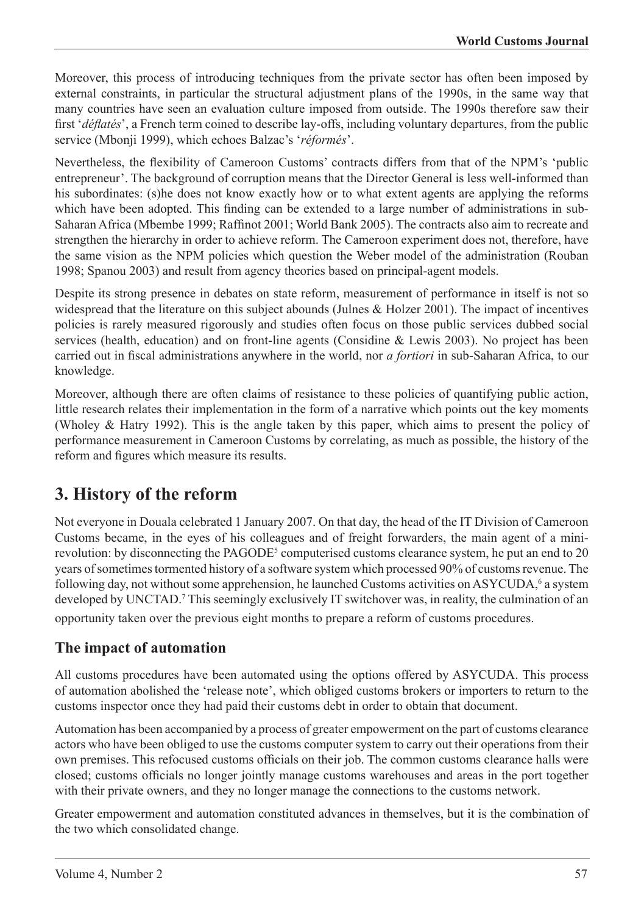Moreover, this process of introducing techniques from the private sector has often been imposed by external constraints, in particular the structural adjustment plans of the 1990s, in the same way that many countries have seen an evaluation culture imposed from outside. The 1990s therefore saw their first '*déflatés*', a French term coined to describe lay-offs, including voluntary departures, from the public service (Mbonji 1999), which echoes Balzac's '*réformés*'.

Nevertheless, the flexibility of Cameroon Customs' contracts differs from that of the NPM's 'public entrepreneur'. The background of corruption means that the Director General is less well-informed than his subordinates: (s)he does not know exactly how or to what extent agents are applying the reforms which have been adopted. This finding can be extended to a large number of administrations in sub-Saharan Africa (Mbembe 1999; Raffinot 2001; World Bank 2005). The contracts also aim to recreate and strengthen the hierarchy in order to achieve reform. The Cameroon experiment does not, therefore, have the same vision as the NPM policies which question the Weber model of the administration (Rouban 1998; Spanou 2003) and result from agency theories based on principal-agent models.

Despite its strong presence in debates on state reform, measurement of performance in itself is not so widespread that the literature on this subject abounds (Julnes & Holzer 2001). The impact of incentives policies is rarely measured rigorously and studies often focus on those public services dubbed social services (health, education) and on front-line agents (Considine & Lewis 2003). No project has been carried out in fiscal administrations anywhere in the world, nor *a fortiori* in sub-Saharan Africa, to our knowledge.

Moreover, although there are often claims of resistance to these policies of quantifying public action, little research relates their implementation in the form of a narrative which points out the key moments (Wholey & Hatry 1992). This is the angle taken by this paper, which aims to present the policy of performance measurement in Cameroon Customs by correlating, as much as possible, the history of the reform and figures which measure its results.

## 3. History of the reform

Not everyone in Douala celebrated 1 January 2007. On that day, the head of the IT Division of Cameroon Customs became, in the eyes of his colleagues and of freight forwarders, the main agent of a mini-revolution: by disconnecting the PAGODE[5] computerised customs clearance system, he put an end to 20 years of sometimes tormented history of a software system which processed 90% of customs revenue. The following day, not without some apprehension, he launched Customs activities on ASYCUDA,[6] a system developed by UNCTAD.[7] This seemingly exclusively IT switchover was, in reality, the culmination of an opportunity taken over the previous eight months to prepare a reform of customs procedures.

### The impact of automation

All customs procedures have been automated using the options offered by ASYCUDA. This process of automation abolished the 'release note', which obliged customs brokers or importers to return to the customs inspector once they had paid their customs debt in order to obtain that document.

Automation has been accompanied by a process of greater empowerment on the part of customs clearance actors who have been obliged to use the customs computer system to carry out their operations from their own premises. This refocused customs officials on their job. The common customs clearance halls were closed; customs officials no longer jointly manage customs warehouses and areas in the port together with their private owners, and they no longer manage the connections to the customs network.

Greater empowerment and automation constituted advances in themselves, but it is the combination of the two which consolidated change.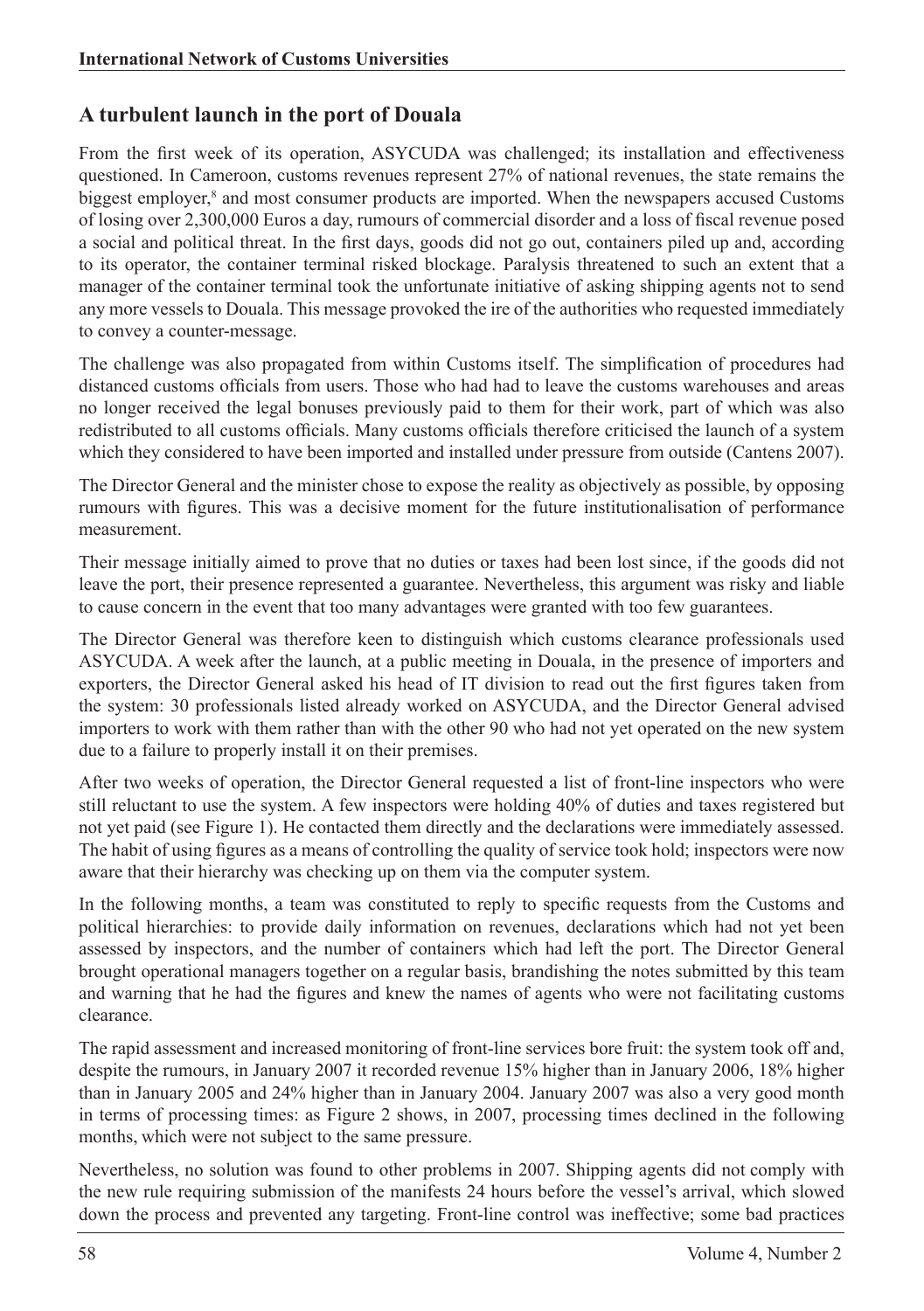## A turbulent launch in the port of Douala

From the first week of its operation, ASYCUDA was challenged; its installation and effectiveness questioned. In Cameroon, customs revenues represent 27% of national revenues, the state remains the biggest employer,[8] and most consumer products are imported. When the newspapers accused Customs of losing over 2,300,000 Euros a day, rumours of commercial disorder and a loss of fiscal revenue posed a social and political threat. In the first days, goods did not go out, containers piled up and, according to its operator, the container terminal risked blockage. Paralysis threatened to such an extent that a manager of the container terminal took the unfortunate initiative of asking shipping agents not to send any more vessels to Douala. This message provoked the ire of the authorities who requested immediately to convey a counter-message.

The challenge was also propagated from within Customs itself. The simplification of procedures had distanced customs officials from users. Those who had had to leave the customs warehouses and areas no longer received the legal bonuses previously paid to them for their work, part of which was also redistributed to all customs officials. Many customs officials therefore criticised the launch of a system which they considered to have been imported and installed under pressure from outside (Cantens 2007).

The Director General and the minister chose to expose the reality as objectively as possible, by opposing rumours with figures. This was a decisive moment for the future institutionalisation of performance measurement.

Their message initially aimed to prove that no duties or taxes had been lost since, if the goods did not leave the port, their presence represented a guarantee. Nevertheless, this argument was risky and liable to cause concern in the event that too many advantages were granted with too few guarantees.

The Director General was therefore keen to distinguish which customs clearance professionals used ASYCUDA. A week after the launch, at a public meeting in Douala, in the presence of importers and exporters, the Director General asked his head of IT division to read out the first figures taken from the system: 30 professionals listed already worked on ASYCUDA, and the Director General advised importers to work with them rather than with the other 90 who had not yet operated on the new system due to a failure to properly install it on their premises.

After two weeks of operation, the Director General requested a list of front-line inspectors who were still reluctant to use the system. A few inspectors were holding 40% of duties and taxes registered but not yet paid (see Figure 1). He contacted them directly and the declarations were immediately assessed. The habit of using figures as a means of controlling the quality of service took hold; inspectors were now aware that their hierarchy was checking up on them via the computer system.

In the following months, a team was constituted to reply to specific requests from the Customs and political hierarchies: to provide daily information on revenues, declarations which had not yet been assessed by inspectors, and the number of containers which had left the port. The Director General brought operational managers together on a regular basis, brandishing the notes submitted by this team and warning that he had the figures and knew the names of agents who were not facilitating customs clearance.

The rapid assessment and increased monitoring of front-line services bore fruit: the system took off and, despite the rumours, in January 2007 it recorded revenue 15% higher than in January 2006, 18% higher than in January 2005 and 24% higher than in January 2004. January 2007 was also a very good month in terms of processing times: as Figure 2 shows, in 2007, processing times declined in the following months, which were not subject to the same pressure.

Nevertheless, no solution was found to other problems in 2007. Shipping agents did not comply with the new rule requiring submission of the manifests 24 hours before the vessel's arrival, which slowed down the process and prevented any targeting. Front-line control was ineffective; some bad practices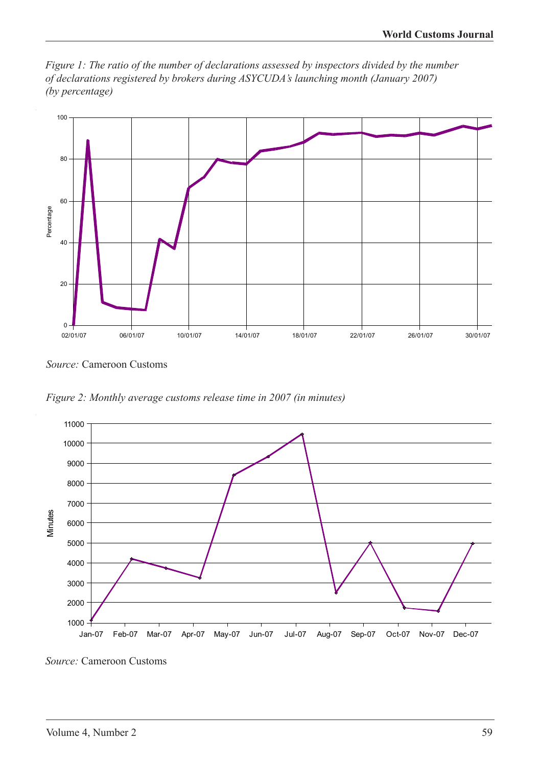*Figure 1: The ratio of the number of declarations assessed by inspectors divided by the number of declarations registered by brokers during ASYCUDA's launching month (January 2007) (by percentage)*

*Source:* Cameroon Customs

*Figure 2: Monthly average customs release time in 2007 (in minutes)*

*Source:* Cameroon Customs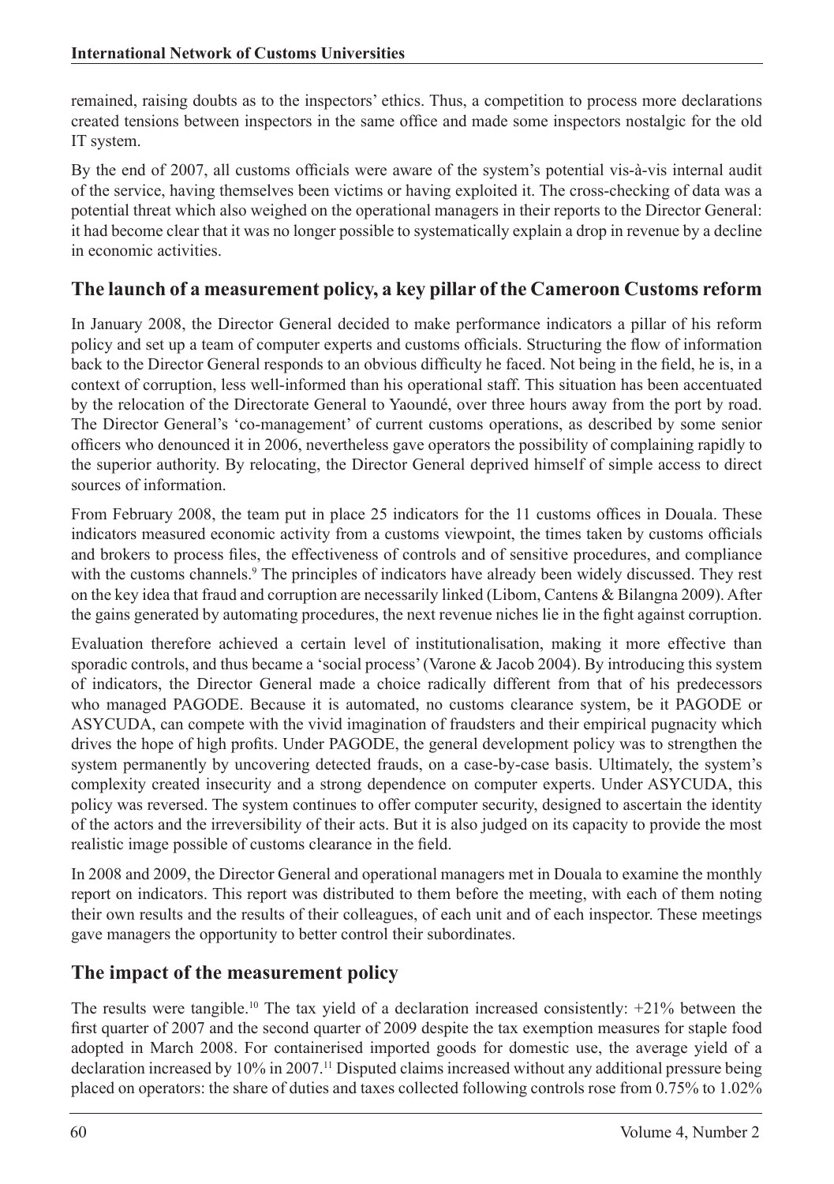remained, raising doubts as to the inspectors' ethics. Thus, a competition to process more declarations created tensions between inspectors in the same office and made some inspectors nostalgic for the old IT system.

By the end of 2007, all customs officials were aware of the system's potential vis-à-vis internal audit of the service, having themselves been victims or having exploited it. The cross-checking of data was a potential threat which also weighed on the operational managers in their reports to the Director General: it had become clear that it was no longer possible to systematically explain a drop in revenue by a decline in economic activities.

## The launch of a measurement policy, a key pillar of the Cameroon Customs reform

In January 2008, the Director General decided to make performance indicators a pillar of his reform policy and set up a team of computer experts and customs officials. Structuring the flow of information back to the Director General responds to an obvious difficulty he faced. Not being in the field, he is, in a context of corruption, less well-informed than his operational staff. This situation has been accentuated by the relocation of the Directorate General to Yaoundé, over three hours away from the port by road. The Director General's 'co-management' of current customs operations, as described by some senior officers who denounced it in 2006, nevertheless gave operators the possibility of complaining rapidly to the superior authority. By relocating, the Director General deprived himself of simple access to direct sources of information.

From February 2008, the team put in place 25 indicators for the 11 customs offices in Douala. These indicators measured economic activity from a customs viewpoint, the times taken by customs officials and brokers to process files, the effectiveness of controls and of sensitive procedures, and compliance with the customs channels.[9] The principles of indicators have already been widely discussed. They rest on the key idea that fraud and corruption are necessarily linked (Libom, Cantens & Bilangna 2009). After the gains generated by automating procedures, the next revenue niches lie in the fight against corruption.

Evaluation therefore achieved a certain level of institutionalisation, making it more effective than sporadic controls, and thus became a 'social process' (Varone & Jacob 2004). By introducing this system of indicators, the Director General made a choice radically different from that of his predecessors who managed PAGODE. Because it is automated, no customs clearance system, be it PAGODE or ASYCUDA, can compete with the vivid imagination of fraudsters and their empirical pugnacity which drives the hope of high profits. Under PAGODE, the general development policy was to strengthen the system permanently by uncovering detected frauds, on a case-by-case basis. Ultimately, the system's complexity created insecurity and a strong dependence on computer experts. Under ASYCUDA, this policy was reversed. The system continues to offer computer security, designed to ascertain the identity of the actors and the irreversibility of their acts. But it is also judged on its capacity to provide the most realistic image possible of customs clearance in the field.

In 2008 and 2009, the Director General and operational managers met in Douala to examine the monthly report on indicators. This report was distributed to them before the meeting, with each of them noting their own results and the results of their colleagues, of each unit and of each inspector. These meetings gave managers the opportunity to better control their subordinates.

## The impact of the measurement policy

The results were tangible.[10] The tax yield of a declaration increased consistently: +21% between the first quarter of 2007 and the second quarter of 2009 despite the tax exemption measures for staple food adopted in March 2008. For containerised imported goods for domestic use, the average yield of a declaration increased by 10% in 2007.[11] Disputed claims increased without any additional pressure being placed on operators: the share of duties and taxes collected following controls rose from 0.75% to 1.02%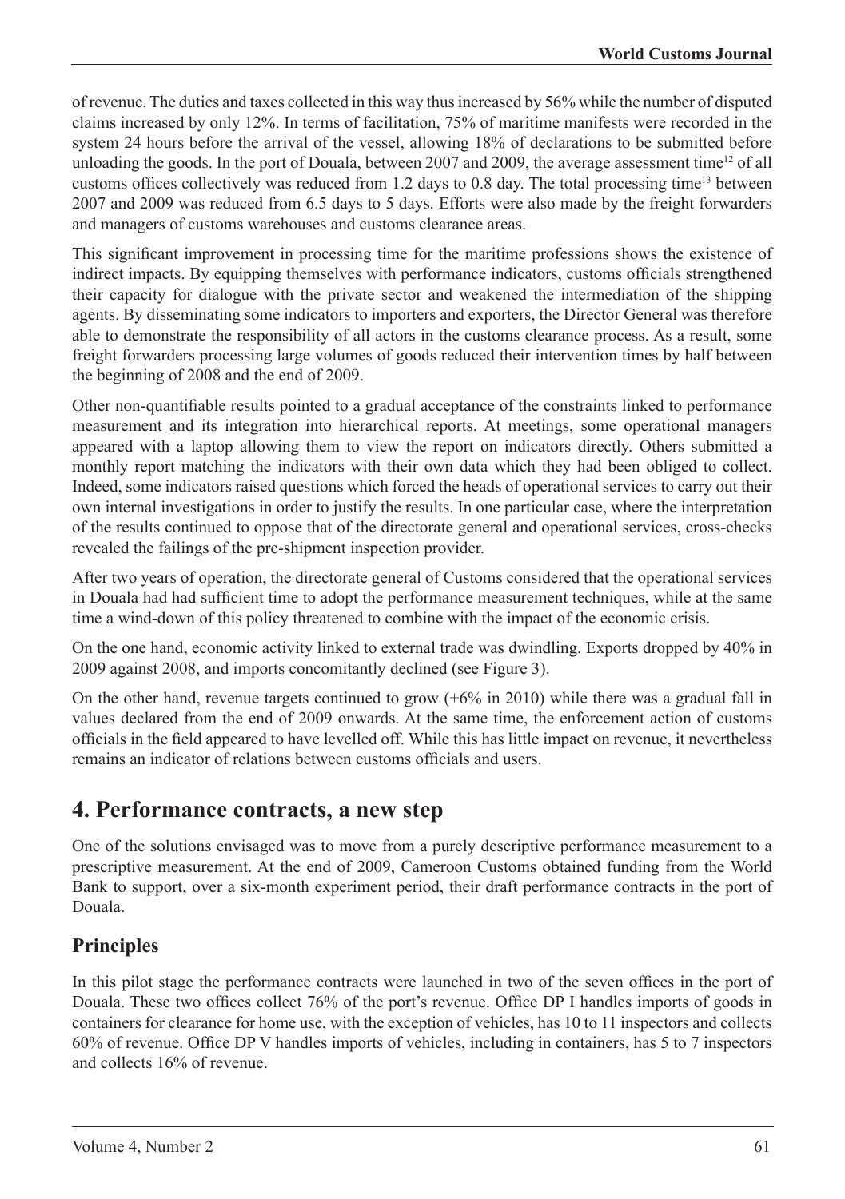of revenue. The duties and taxes collected in this way thus increased by 56% while the number of disputed claims increased by only 12%. In terms of facilitation, 75% of maritime manifests were recorded in the system 24 hours before the arrival of the vessel, allowing 18% of declarations to be submitted before unloading the goods. In the port of Douala, between 2007 and 2009, the average assessment time[12] of all customs offices collectively was reduced from 1.2 days to 0.8 day. The total processing time[13] between 2007 and 2009 was reduced from 6.5 days to 5 days. Efforts were also made by the freight forwarders and managers of customs warehouses and customs clearance areas.

This significant improvement in processing time for the maritime professions shows the existence of indirect impacts. By equipping themselves with performance indicators, customs officials strengthened their capacity for dialogue with the private sector and weakened the intermediation of the shipping agents. By disseminating some indicators to importers and exporters, the Director General was therefore able to demonstrate the responsibility of all actors in the customs clearance process. As a result, some freight forwarders processing large volumes of goods reduced their intervention times by half between the beginning of 2008 and the end of 2009.

Other non-quantifiable results pointed to a gradual acceptance of the constraints linked to performance measurement and its integration into hierarchical reports. At meetings, some operational managers appeared with a laptop allowing them to view the report on indicators directly. Others submitted a monthly report matching the indicators with their own data which they had been obliged to collect. Indeed, some indicators raised questions which forced the heads of operational services to carry out their own internal investigations in order to justify the results. In one particular case, where the interpretation of the results continued to oppose that of the directorate general and operational services, cross-checks revealed the failings of the pre-shipment inspection provider.

After two years of operation, the directorate general of Customs considered that the operational services in Douala had had sufficient time to adopt the performance measurement techniques, while at the same time a wind-down of this policy threatened to combine with the impact of the economic crisis.

On the one hand, economic activity linked to external trade was dwindling. Exports dropped by 40% in 2009 against 2008, and imports concomitantly declined (see Figure 3).

On the other hand, revenue targets continued to grow (+6% in 2010) while there was a gradual fall in values declared from the end of 2009 onwards. At the same time, the enforcement action of customs officials in the field appeared to have levelled off. While this has little impact on revenue, it nevertheless remains an indicator of relations between customs officials and users.

## 4. Performance contracts, a new step

One of the solutions envisaged was to move from a purely descriptive performance measurement to a prescriptive measurement. At the end of 2009, Cameroon Customs obtained funding from the World Bank to support, over a six-month experiment period, their draft performance contracts in the port of Douala.

### Principles

In this pilot stage the performance contracts were launched in two of the seven offices in the port of Douala. These two offices collect 76% of the port's revenue. Office DP I handles imports of goods in containers for clearance for home use, with the exception of vehicles, has 10 to 11 inspectors and collects 60% of revenue. Office DP V handles imports of vehicles, including in containers, has 5 to 7 inspectors and collects 16% of revenue.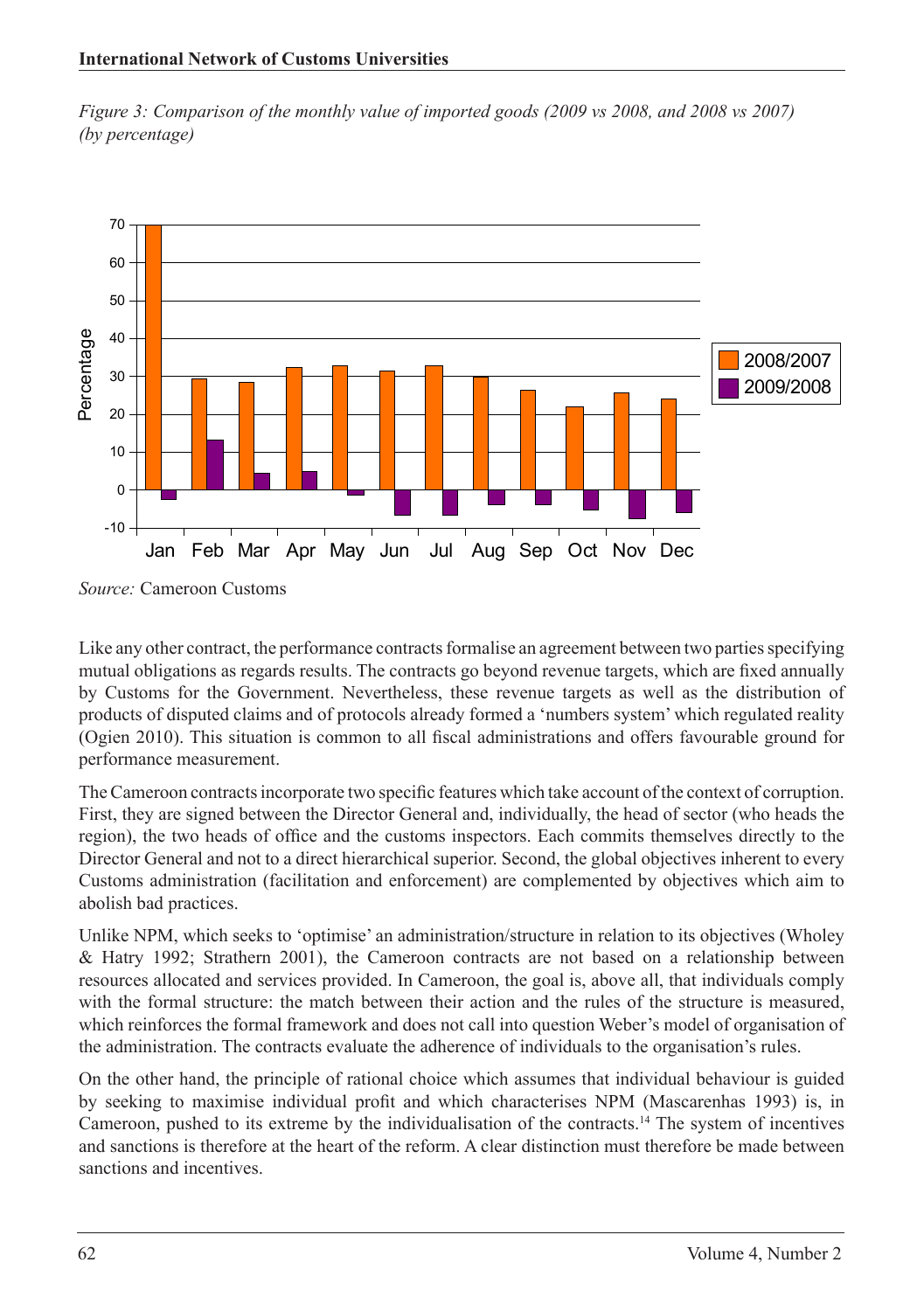*Figure 3: Comparison of the monthly value of imported goods (2009 vs 2008, and 2008 vs 2007) (by percentage)*

*Source:* Cameroon Customs

Like any other contract, the performance contracts formalise an agreement between two parties specifying mutual obligations as regards results. The contracts go beyond revenue targets, which are fixed annually by Customs for the Government. Nevertheless, these revenue targets as well as the distribution of products of disputed claims and of protocols already formed a 'numbers system' which regulated reality (Ogien 2010). This situation is common to all fiscal administrations and offers favourable ground for performance measurement.

The Cameroon contracts incorporate two specific features which take account of the context of corruption. First, they are signed between the Director General and, individually, the head of sector (who heads the region), the two heads of office and the customs inspectors. Each commits themselves directly to the Director General and not to a direct hierarchical superior. Second, the global objectives inherent to every Customs administration (facilitation and enforcement) are complemented by objectives which aim to abolish bad practices.

Unlike NPM, which seeks to 'optimise' an administration/structure in relation to its objectives (Wholey & Hatry 1992; Strathern 2001), the Cameroon contracts are not based on a relationship between resources allocated and services provided. In Cameroon, the goal is, above all, that individuals comply with the formal structure: the match between their action and the rules of the structure is measured, which reinforces the formal framework and does not call into question Weber's model of organisation of the administration. The contracts evaluate the adherence of individuals to the organisation's rules.

On the other hand, the principle of rational choice which assumes that individual behaviour is guided by seeking to maximise individual profit and which characterises NPM (Mascarenhas 1993) is, in Cameroon, pushed to its extreme by the individualisation of the contracts.[14] The system of incentives and sanctions is therefore at the heart of the reform. A clear distinction must therefore be made between sanctions and incentives.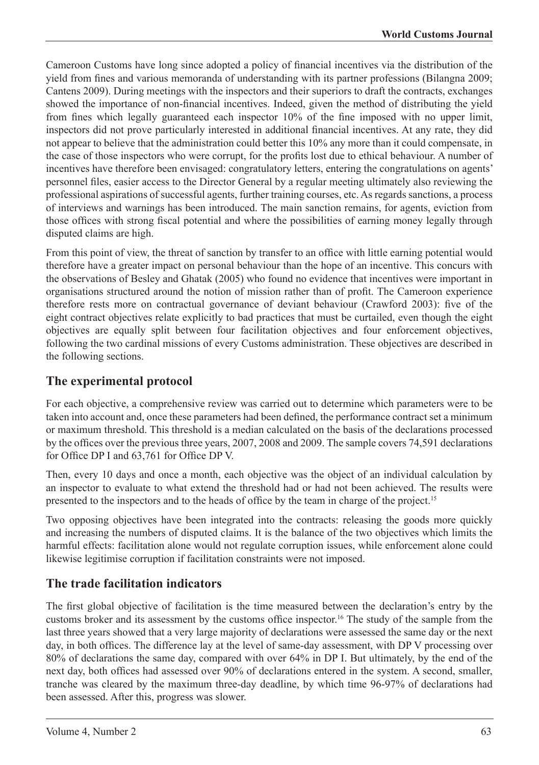Cameroon Customs have long since adopted a policy of financial incentives via the distribution of the yield from fines and various memoranda of understanding with its partner professions (Bilangna 2009; Cantens 2009). During meetings with the inspectors and their superiors to draft the contracts, exchanges showed the importance of non-financial incentives. Indeed, given the method of distributing the yield from fines which legally guaranteed each inspector 10% of the fine imposed with no upper limit, inspectors did not prove particularly interested in additional financial incentives. At any rate, they did not appear to believe that the administration could better this 10% any more than it could compensate, in the case of those inspectors who were corrupt, for the profits lost due to ethical behaviour. A number of incentives have therefore been envisaged: congratulatory letters, entering the congratulations on agents' personnel files, easier access to the Director General by a regular meeting ultimately also reviewing the professional aspirations of successful agents, further training courses, etc. As regards sanctions, a process of interviews and warnings has been introduced. The main sanction remains, for agents, eviction from those offices with strong fiscal potential and where the possibilities of earning money legally through disputed claims are high.

From this point of view, the threat of sanction by transfer to an office with little earning potential would therefore have a greater impact on personal behaviour than the hope of an incentive. This concurs with the observations of Besley and Ghatak (2005) who found no evidence that incentives were important in organisations structured around the notion of mission rather than of profit. The Cameroon experience therefore rests more on contractual governance of deviant behaviour (Crawford 2003): five of the eight contract objectives relate explicitly to bad practices that must be curtailed, even though the eight objectives are equally split between four facilitation objectives and four enforcement objectives, following the two cardinal missions of every Customs administration. These objectives are described in the following sections.

## The experimental protocol

For each objective, a comprehensive review was carried out to determine which parameters were to be taken into account and, once these parameters had been defined, the performance contract set a minimum or maximum threshold. This threshold is a median calculated on the basis of the declarations processed by the offices over the previous three years, 2007, 2008 and 2009. The sample covers 74,591 declarations for Office DP I and 63,761 for Office DP V.

Then, every 10 days and once a month, each objective was the object of an individual calculation by an inspector to evaluate to what extend the threshold had or had not been achieved. The results were presented to the inspectors and to the heads of office by the team in charge of the project.[15]

Two opposing objectives have been integrated into the contracts: releasing the goods more quickly and increasing the numbers of disputed claims. It is the balance of the two objectives which limits the harmful effects: facilitation alone would not regulate corruption issues, while enforcement alone could likewise legitimise corruption if facilitation constraints were not imposed.

## The trade facilitation indicators

The first global objective of facilitation is the time measured between the declaration's entry by the customs broker and its assessment by the customs office inspector.[16] The study of the sample from the last three years showed that a very large majority of declarations were assessed the same day or the next day, in both offices. The difference lay at the level of same-day assessment, with DP V processing over 80% of declarations the same day, compared with over 64% in DP I. But ultimately, by the end of the next day, both offices had assessed over 90% of declarations entered in the system. A second, smaller, tranche was cleared by the maximum three-day deadline, by which time 96-97% of declarations had been assessed. After this, progress was slower.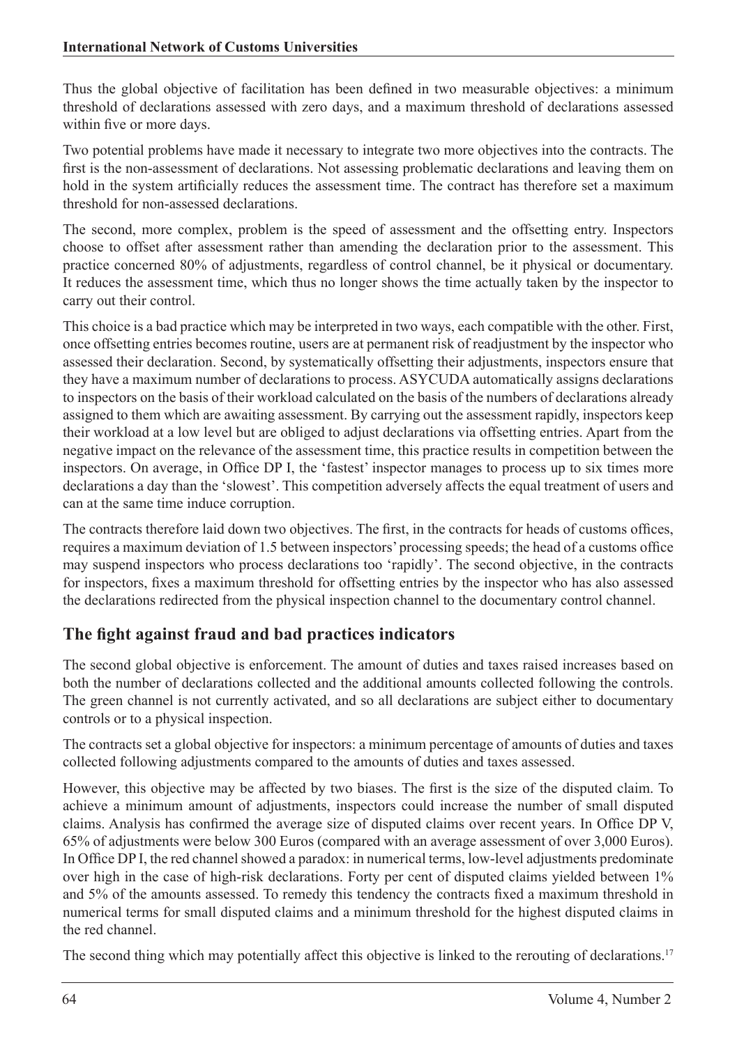Thus the global objective of facilitation has been defined in two measurable objectives: a minimum threshold of declarations assessed with zero days, and a maximum threshold of declarations assessed within five or more days.

Two potential problems have made it necessary to integrate two more objectives into the contracts. The first is the non-assessment of declarations. Not assessing problematic declarations and leaving them on hold in the system artificially reduces the assessment time. The contract has therefore set a maximum threshold for non-assessed declarations.

The second, more complex, problem is the speed of assessment and the offsetting entry. Inspectors choose to offset after assessment rather than amending the declaration prior to the assessment. This practice concerned 80% of adjustments, regardless of control channel, be it physical or documentary. It reduces the assessment time, which thus no longer shows the time actually taken by the inspector to carry out their control.

This choice is a bad practice which may be interpreted in two ways, each compatible with the other. First, once offsetting entries becomes routine, users are at permanent risk of readjustment by the inspector who assessed their declaration. Second, by systematically offsetting their adjustments, inspectors ensure that they have a maximum number of declarations to process. ASYCUDA automatically assigns declarations to inspectors on the basis of their workload calculated on the basis of the numbers of declarations already assigned to them which are awaiting assessment. By carrying out the assessment rapidly, inspectors keep their workload at a low level but are obliged to adjust declarations via offsetting entries. Apart from the negative impact on the relevance of the assessment time, this practice results in competition between the inspectors. On average, in Office DP I, the 'fastest' inspector manages to process up to six times more declarations a day than the 'slowest'. This competition adversely affects the equal treatment of users and can at the same time induce corruption.

The contracts therefore laid down two objectives. The first, in the contracts for heads of customs offices, requires a maximum deviation of 1.5 between inspectors' processing speeds; the head of a customs office may suspend inspectors who process declarations too 'rapidly'. The second objective, in the contracts for inspectors, fixes a maximum threshold for offsetting entries by the inspector who has also assessed the declarations redirected from the physical inspection channel to the documentary control channel.

## The fight against fraud and bad practices indicators

The second global objective is enforcement. The amount of duties and taxes raised increases based on both the number of declarations collected and the additional amounts collected following the controls. The green channel is not currently activated, and so all declarations are subject either to documentary controls or to a physical inspection.

The contracts set a global objective for inspectors: a minimum percentage of amounts of duties and taxes collected following adjustments compared to the amounts of duties and taxes assessed.

However, this objective may be affected by two biases. The first is the size of the disputed claim. To achieve a minimum amount of adjustments, inspectors could increase the number of small disputed claims. Analysis has confirmed the average size of disputed claims over recent years. In Office DP V, 65% of adjustments were below 300 Euros (compared with an average assessment of over 3,000 Euros). In Office DP I, the red channel showed a paradox: in numerical terms, low-level adjustments predominate over high in the case of high-risk declarations. Forty per cent of disputed claims yielded between 1% and 5% of the amounts assessed. To remedy this tendency the contracts fixed a maximum threshold in numerical terms for small disputed claims and a minimum threshold for the highest disputed claims in the red channel.

The second thing which may potentially affect this objective is linked to the rerouting of declarations.[17]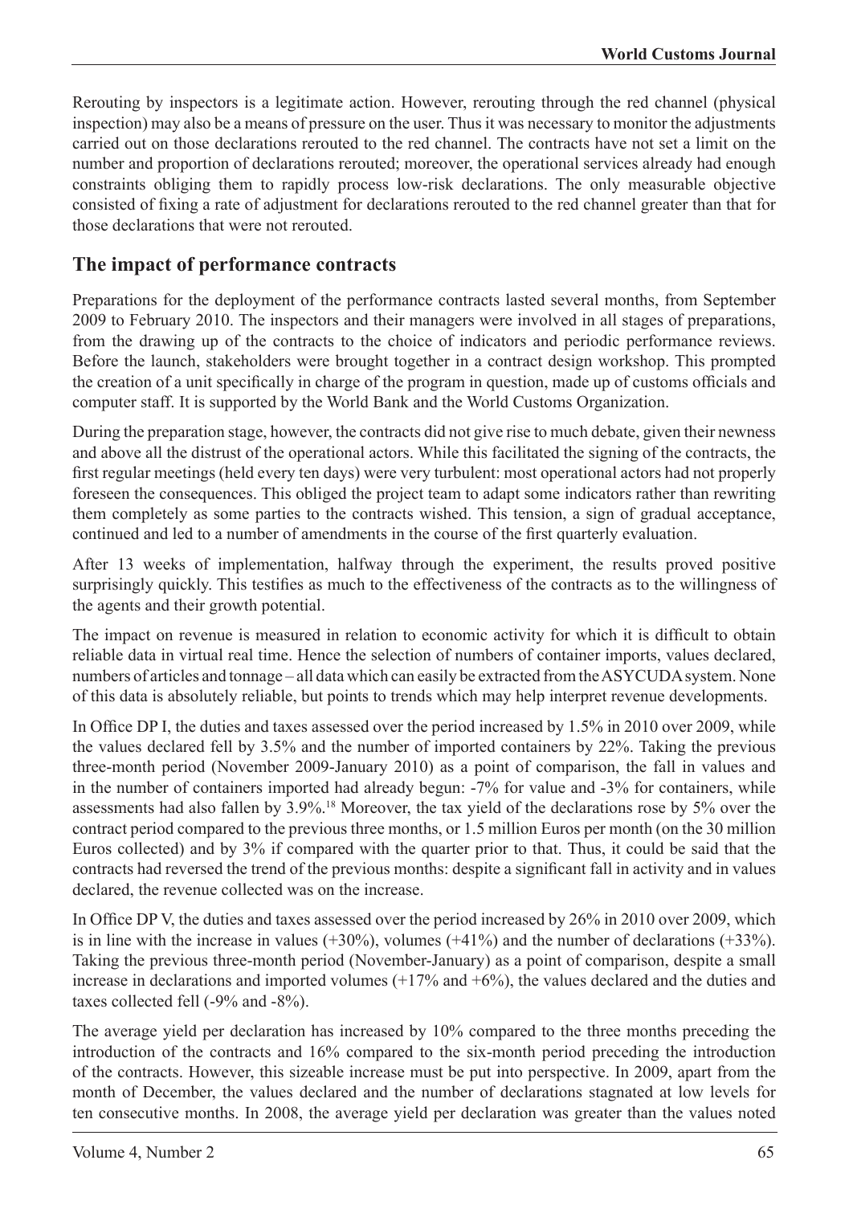Rerouting by inspectors is a legitimate action. However, rerouting through the red channel (physical inspection) may also be a means of pressure on the user. Thus it was necessary to monitor the adjustments carried out on those declarations rerouted to the red channel. The contracts have not set a limit on the number and proportion of declarations rerouted; moreover, the operational services already had enough constraints obliging them to rapidly process low-risk declarations. The only measurable objective consisted of fixing a rate of adjustment for declarations rerouted to the red channel greater than that for those declarations that were not rerouted.

## The impact of performance contracts

Preparations for the deployment of the performance contracts lasted several months, from September 2009 to February 2010. The inspectors and their managers were involved in all stages of preparations, from the drawing up of the contracts to the choice of indicators and periodic performance reviews. Before the launch, stakeholders were brought together in a contract design workshop. This prompted the creation of a unit specifically in charge of the program in question, made up of customs officials and computer staff. It is supported by the World Bank and the World Customs Organization.

During the preparation stage, however, the contracts did not give rise to much debate, given their newness and above all the distrust of the operational actors. While this facilitated the signing of the contracts, the first regular meetings (held every ten days) were very turbulent: most operational actors had not properly foreseen the consequences. This obliged the project team to adapt some indicators rather than rewriting them completely as some parties to the contracts wished. This tension, a sign of gradual acceptance, continued and led to a number of amendments in the course of the first quarterly evaluation.

After 13 weeks of implementation, halfway through the experiment, the results proved positive surprisingly quickly. This testifies as much to the effectiveness of the contracts as to the willingness of the agents and their growth potential.

The impact on revenue is measured in relation to economic activity for which it is difficult to obtain reliable data in virtual real time. Hence the selection of numbers of container imports, values declared, numbers of articles and tonnage – all data which can easily be extracted from the ASYCUDA system. None of this data is absolutely reliable, but points to trends which may help interpret revenue developments.

In Office DP I, the duties and taxes assessed over the period increased by 1.5% in 2010 over 2009, while the values declared fell by 3.5% and the number of imported containers by 22%. Taking the previous three-month period (November 2009-January 2010) as a point of comparison, the fall in values and in the number of containers imported had already begun: -7% for value and -3% for containers, while assessments had also fallen by 3.9%.[18] Moreover, the tax yield of the declarations rose by 5% over the contract period compared to the previous three months, or 1.5 million Euros per month (on the 30 million Euros collected) and by 3% if compared with the quarter prior to that. Thus, it could be said that the contracts had reversed the trend of the previous months: despite a significant fall in activity and in values declared, the revenue collected was on the increase.

In Office DP V, the duties and taxes assessed over the period increased by 26% in 2010 over 2009, which is in line with the increase in values (+30%), volumes (+41%) and the number of declarations (+33%). Taking the previous three-month period (November-January) as a point of comparison, despite a small increase in declarations and imported volumes (+17% and +6%), the values declared and the duties and taxes collected fell (-9% and -8%).

The average yield per declaration has increased by 10% compared to the three months preceding the introduction of the contracts and 16% compared to the six-month period preceding the introduction of the contracts. However, this sizeable increase must be put into perspective. In 2009, apart from the month of December, the values declared and the number of declarations stagnated at low levels for ten consecutive months. In 2008, the average yield per declaration was greater than the values noted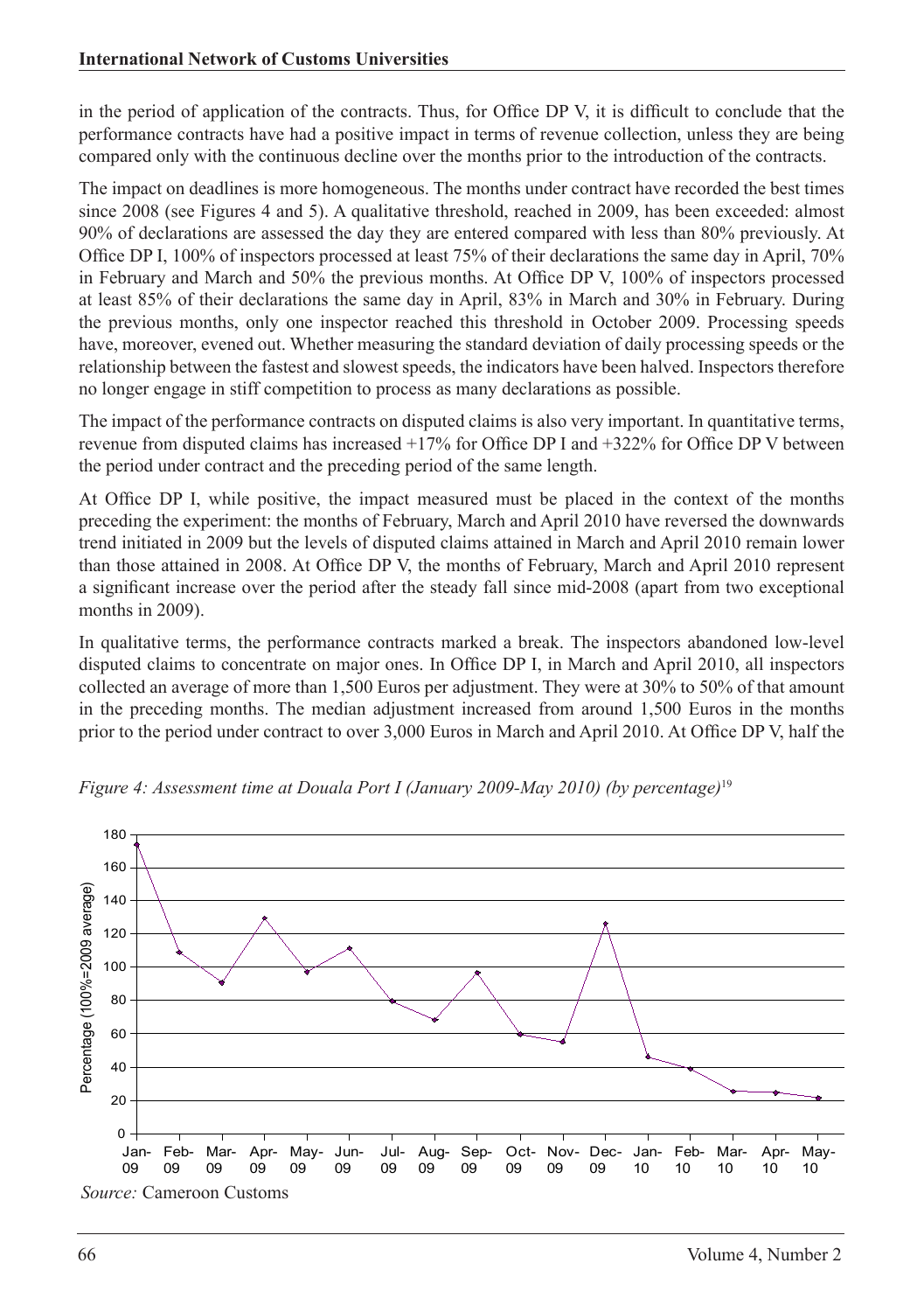in the period of application of the contracts. Thus, for Office DP V, it is difficult to conclude that the performance contracts have had a positive impact in terms of revenue collection, unless they are being compared only with the continuous decline over the months prior to the introduction of the contracts.

The impact on deadlines is more homogeneous. The months under contract have recorded the best times since 2008 (see Figures 4 and 5). A qualitative threshold, reached in 2009, has been exceeded: almost 90% of declarations are assessed the day they are entered compared with less than 80% previously. At Office DP I, 100% of inspectors processed at least 75% of their declarations the same day in April, 70% in February and March and 50% the previous months. At Office DP V, 100% of inspectors processed at least 85% of their declarations the same day in April, 83% in March and 30% in February. During the previous months, only one inspector reached this threshold in October 2009. Processing speeds have, moreover, evened out. Whether measuring the standard deviation of daily processing speeds or the relationship between the fastest and slowest speeds, the indicators have been halved. Inspectors therefore no longer engage in stiff competition to process as many declarations as possible.

The impact of the performance contracts on disputed claims is also very important. In quantitative terms, revenue from disputed claims has increased +17% for Office DP I and +322% for Office DP V between the period under contract and the preceding period of the same length.

At Office DP I, while positive, the impact measured must be placed in the context of the months preceding the experiment: the months of February, March and April 2010 have reversed the downwards trend initiated in 2009 but the levels of disputed claims attained in March and April 2010 remain lower than those attained in 2008. At Office DP V, the months of February, March and April 2010 represent a significant increase over the period after the steady fall since mid-2008 (apart from two exceptional months in 2009).

In qualitative terms, the performance contracts marked a break. The inspectors abandoned low-level disputed claims to concentrate on major ones. In Office DP I, in March and April 2010, all inspectors collected an average of more than 1,500 Euros per adjustment. They were at 30% to 50% of that amount in the preceding months. The median adjustment increased from around 1,500 Euros in the months prior to the period under contract to over 3,000 Euros in March and April 2010. At Office DP V, half the

*Figure 4: Assessment time at Douala Port I (January 2009-May 2010) (by percentage)*[19]

*Source:* Cameroon Customs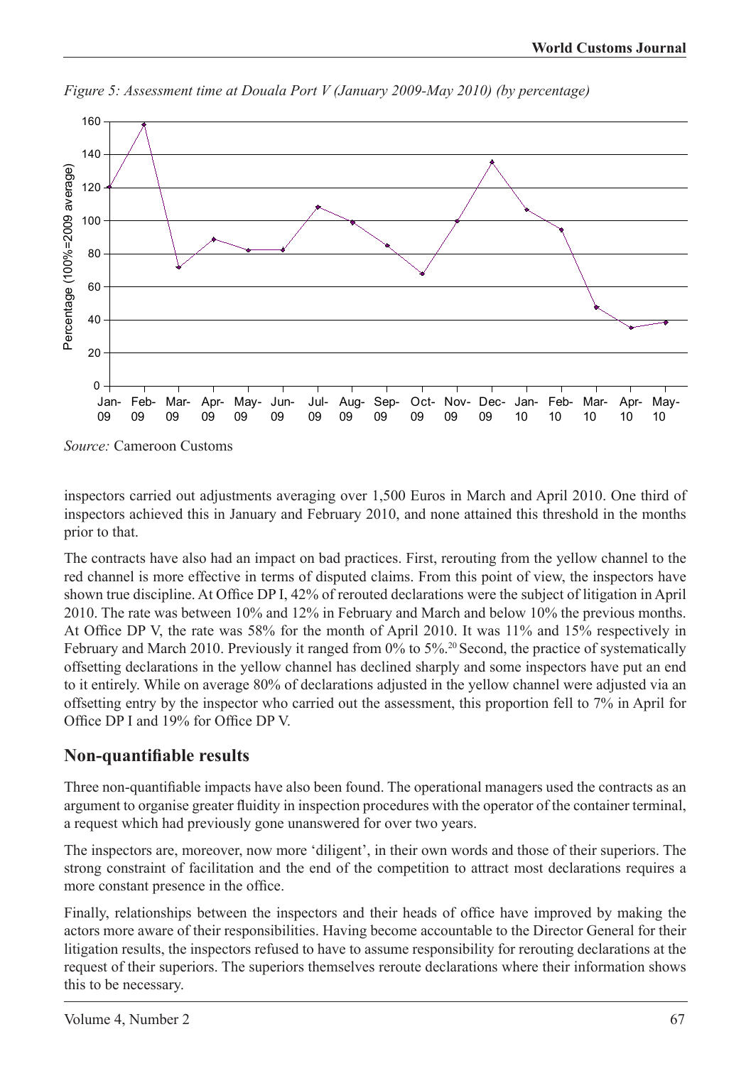*Figure 5: Assessment time at Douala Port V (January 2009-May 2010) (by percentage)*

*Source:* Cameroon Customs

inspectors carried out adjustments averaging over 1,500 Euros in March and April 2010. One third of inspectors achieved this in January and February 2010, and none attained this threshold in the months prior to that.

The contracts have also had an impact on bad practices. First, rerouting from the yellow channel to the red channel is more effective in terms of disputed claims. From this point of view, the inspectors have shown true discipline. At Office DP I, 42% of rerouted declarations were the subject of litigation in April 2010. The rate was between 10% and 12% in February and March and below 10% the previous months. At Office DP V, the rate was 58% for the month of April 2010. It was 11% and 15% respectively in February and March 2010. Previously it ranged from 0% to 5%.[20] Second, the practice of systematically offsetting declarations in the yellow channel has declined sharply and some inspectors have put an end to it entirely. While on average 80% of declarations adjusted in the yellow channel were adjusted via an offsetting entry by the inspector who carried out the assessment, this proportion fell to 7% in April for Office DP I and 19% for Office DP V.

## Non-quantifiable results

Three non-quantifiable impacts have also been found. The operational managers used the contracts as an argument to organise greater fluidity in inspection procedures with the operator of the container terminal, a request which had previously gone unanswered for over two years.

The inspectors are, moreover, now more 'diligent', in their own words and those of their superiors. The strong constraint of facilitation and the end of the competition to attract most declarations requires a more constant presence in the office.

Finally, relationships between the inspectors and their heads of office have improved by making the actors more aware of their responsibilities. Having become accountable to the Director General for their litigation results, the inspectors refused to have to assume responsibility for rerouting declarations at the request of their superiors. The superiors themselves reroute declarations where their information shows this to be necessary.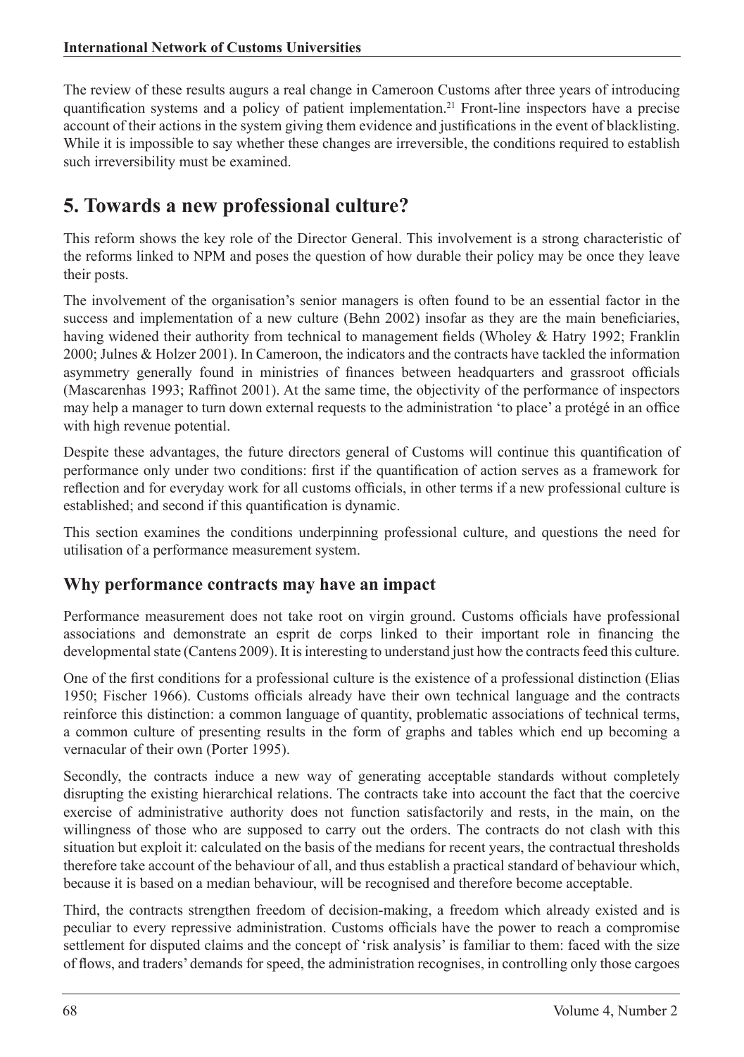The review of these results augurs a real change in Cameroon Customs after three years of introducing quantification systems and a policy of patient implementation.[21] Front-line inspectors have a precise account of their actions in the system giving them evidence and justifications in the event of blacklisting. While it is impossible to say whether these changes are irreversible, the conditions required to establish such irreversibility must be examined.

## 5. Towards a new professional culture?

This reform shows the key role of the Director General. This involvement is a strong characteristic of the reforms linked to NPM and poses the question of how durable their policy may be once they leave their posts.

The involvement of the organisation's senior managers is often found to be an essential factor in the success and implementation of a new culture (Behn 2002) insofar as they are the main beneficiaries, having widened their authority from technical to management fields (Wholey & Hatry 1992; Franklin 2000; Julnes & Holzer 2001). In Cameroon, the indicators and the contracts have tackled the information asymmetry generally found in ministries of finances between headquarters and grassroot officials (Mascarenhas 1993; Raffinot 2001). At the same time, the objectivity of the performance of inspectors may help a manager to turn down external requests to the administration 'to place' a protégé in an office with high revenue potential.

Despite these advantages, the future directors general of Customs will continue this quantification of performance only under two conditions: first if the quantification of action serves as a framework for reflection and for everyday work for all customs officials, in other terms if a new professional culture is established; and second if this quantification is dynamic.

This section examines the conditions underpinning professional culture, and questions the need for utilisation of a performance measurement system.

### Why performance contracts may have an impact

Performance measurement does not take root on virgin ground. Customs officials have professional associations and demonstrate an esprit de corps linked to their important role in financing the developmental state (Cantens 2009). It is interesting to understand just how the contracts feed this culture.

One of the first conditions for a professional culture is the existence of a professional distinction (Elias 1950; Fischer 1966). Customs officials already have their own technical language and the contracts reinforce this distinction: a common language of quantity, problematic associations of technical terms, a common culture of presenting results in the form of graphs and tables which end up becoming a vernacular of their own (Porter 1995).

Secondly, the contracts induce a new way of generating acceptable standards without completely disrupting the existing hierarchical relations. The contracts take into account the fact that the coercive exercise of administrative authority does not function satisfactorily and rests, in the main, on the willingness of those who are supposed to carry out the orders. The contracts do not clash with this situation but exploit it: calculated on the basis of the medians for recent years, the contractual thresholds therefore take account of the behaviour of all, and thus establish a practical standard of behaviour which, because it is based on a median behaviour, will be recognised and therefore become acceptable.

Third, the contracts strengthen freedom of decision-making, a freedom which already existed and is peculiar to every repressive administration. Customs officials have the power to reach a compromise settlement for disputed claims and the concept of 'risk analysis' is familiar to them: faced with the size of flows, and traders' demands for speed, the administration recognises, in controlling only those cargoes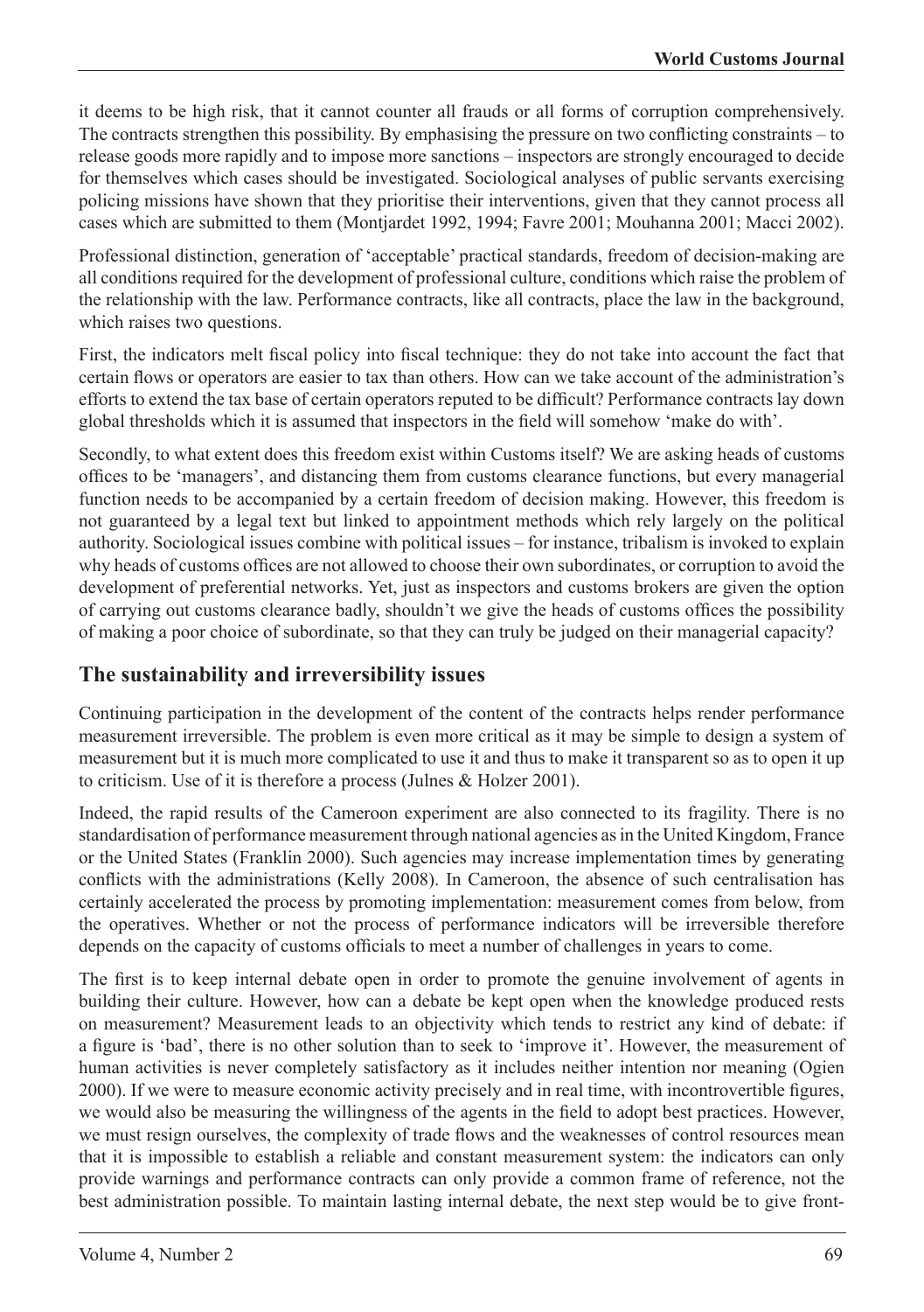it deems to be high risk, that it cannot counter all frauds or all forms of corruption comprehensively. The contracts strengthen this possibility. By emphasising the pressure on two conflicting constraints – to release goods more rapidly and to impose more sanctions – inspectors are strongly encouraged to decide for themselves which cases should be investigated. Sociological analyses of public servants exercising policing missions have shown that they prioritise their interventions, given that they cannot process all cases which are submitted to them (Montjardet 1992, 1994; Favre 2001; Mouhanna 2001; Macci 2002).

Professional distinction, generation of 'acceptable' practical standards, freedom of decision-making are all conditions required for the development of professional culture, conditions which raise the problem of the relationship with the law. Performance contracts, like all contracts, place the law in the background, which raises two questions.

First, the indicators melt fiscal policy into fiscal technique: they do not take into account the fact that certain flows or operators are easier to tax than others. How can we take account of the administration's efforts to extend the tax base of certain operators reputed to be difficult? Performance contracts lay down global thresholds which it is assumed that inspectors in the field will somehow 'make do with'.

Secondly, to what extent does this freedom exist within Customs itself? We are asking heads of customs offices to be 'managers', and distancing them from customs clearance functions, but every managerial function needs to be accompanied by a certain freedom of decision making. However, this freedom is not guaranteed by a legal text but linked to appointment methods which rely largely on the political authority. Sociological issues combine with political issues – for instance, tribalism is invoked to explain why heads of customs offices are not allowed to choose their own subordinates, or corruption to avoid the development of preferential networks. Yet, just as inspectors and customs brokers are given the option of carrying out customs clearance badly, shouldn't we give the heads of customs offices the possibility of making a poor choice of subordinate, so that they can truly be judged on their managerial capacity?

## The sustainability and irreversibility issues

Continuing participation in the development of the content of the contracts helps render performance measurement irreversible. The problem is even more critical as it may be simple to design a system of measurement but it is much more complicated to use it and thus to make it transparent so as to open it up to criticism. Use of it is therefore a process (Julnes & Holzer 2001).

Indeed, the rapid results of the Cameroon experiment are also connected to its fragility. There is no standardisation of performance measurement through national agencies as in the United Kingdom, France or the United States (Franklin 2000). Such agencies may increase implementation times by generating conflicts with the administrations (Kelly 2008). In Cameroon, the absence of such centralisation has certainly accelerated the process by promoting implementation: measurement comes from below, from the operatives. Whether or not the process of performance indicators will be irreversible therefore depends on the capacity of customs officials to meet a number of challenges in years to come.

The first is to keep internal debate open in order to promote the genuine involvement of agents in building their culture. However, how can a debate be kept open when the knowledge produced rests on measurement? Measurement leads to an objectivity which tends to restrict any kind of debate: if a figure is 'bad', there is no other solution than to seek to 'improve it'. However, the measurement of human activities is never completely satisfactory as it includes neither intention nor meaning (Ogien 2000). If we were to measure economic activity precisely and in real time, with incontrovertible figures, we would also be measuring the willingness of the agents in the field to adopt best practices. However, we must resign ourselves, the complexity of trade flows and the weaknesses of control resources mean that it is impossible to establish a reliable and constant measurement system: the indicators can only provide warnings and performance contracts can only provide a common frame of reference, not the best administration possible. To maintain lasting internal debate, the next step would be to give front-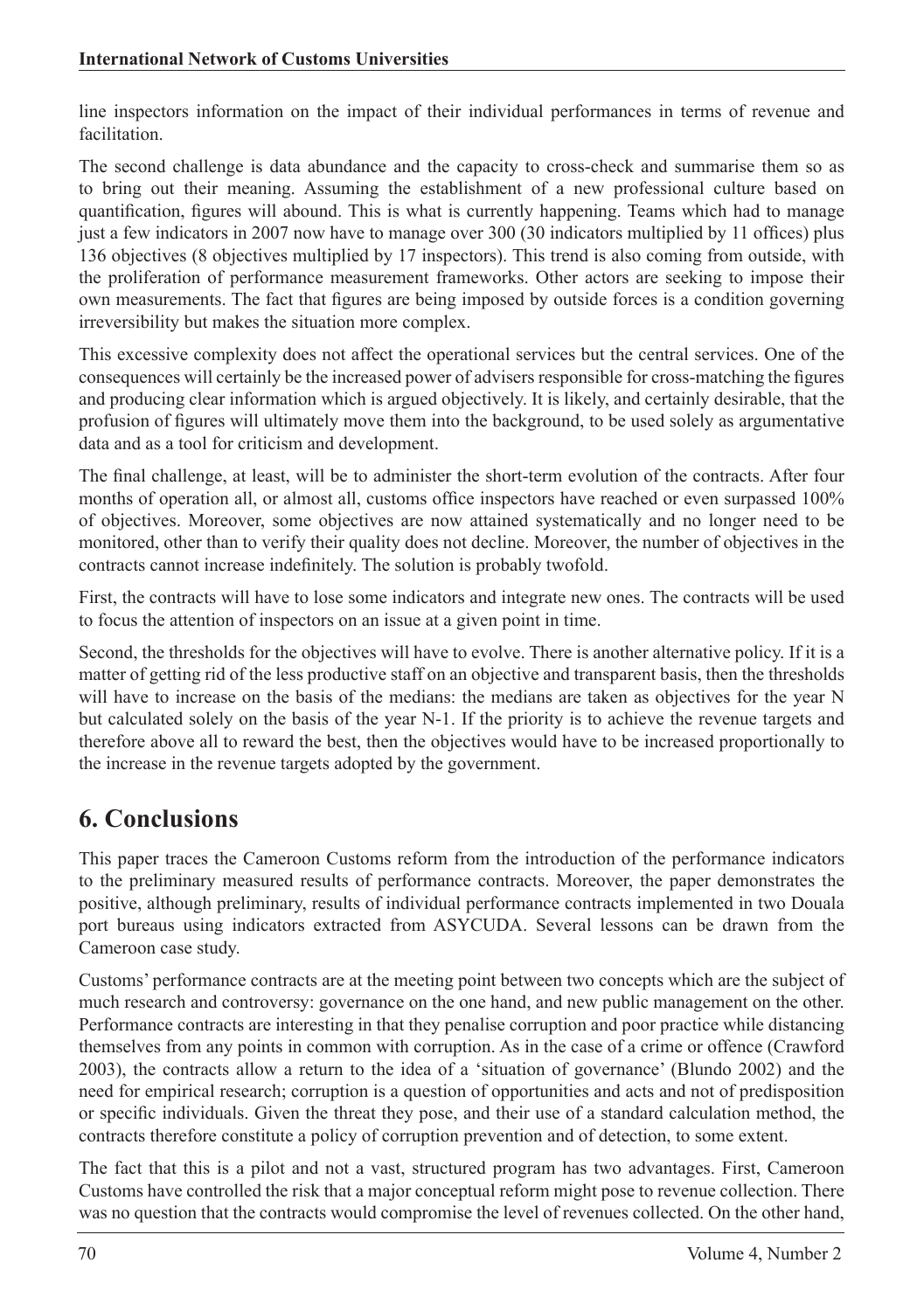line inspectors information on the impact of their individual performances in terms of revenue and facilitation.

The second challenge is data abundance and the capacity to cross-check and summarise them so as to bring out their meaning. Assuming the establishment of a new professional culture based on quantification, figures will abound. This is what is currently happening. Teams which had to manage just a few indicators in 2007 now have to manage over 300 (30 indicators multiplied by 11 offices) plus 136 objectives (8 objectives multiplied by 17 inspectors). This trend is also coming from outside, with the proliferation of performance measurement frameworks. Other actors are seeking to impose their own measurements. The fact that figures are being imposed by outside forces is a condition governing irreversibility but makes the situation more complex.

This excessive complexity does not affect the operational services but the central services. One of the consequences will certainly be the increased power of advisers responsible for cross-matching the figures and producing clear information which is argued objectively. It is likely, and certainly desirable, that the profusion of figures will ultimately move them into the background, to be used solely as argumentative data and as a tool for criticism and development.

The final challenge, at least, will be to administer the short-term evolution of the contracts. After four months of operation all, or almost all, customs office inspectors have reached or even surpassed 100% of objectives. Moreover, some objectives are now attained systematically and no longer need to be monitored, other than to verify their quality does not decline. Moreover, the number of objectives in the contracts cannot increase indefinitely. The solution is probably twofold.

First, the contracts will have to lose some indicators and integrate new ones. The contracts will be used to focus the attention of inspectors on an issue at a given point in time.

Second, the thresholds for the objectives will have to evolve. There is another alternative policy. If it is a matter of getting rid of the less productive staff on an objective and transparent basis, then the thresholds will have to increase on the basis of the medians: the medians are taken as objectives for the year N but calculated solely on the basis of the year N-1. If the priority is to achieve the revenue targets and therefore above all to reward the best, then the objectives would have to be increased proportionally to the increase in the revenue targets adopted by the government.

# 6. Conclusions

This paper traces the Cameroon Customs reform from the introduction of the performance indicators to the preliminary measured results of performance contracts. Moreover, the paper demonstrates the positive, although preliminary, results of individual performance contracts implemented in two Douala port bureaus using indicators extracted from ASYCUDA. Several lessons can be drawn from the Cameroon case study.

Customs' performance contracts are at the meeting point between two concepts which are the subject of much research and controversy: governance on the one hand, and new public management on the other. Performance contracts are interesting in that they penalise corruption and poor practice while distancing themselves from any points in common with corruption. As in the case of a crime or offence (Crawford 2003), the contracts allow a return to the idea of a 'situation of governance' (Blundo 2002) and the need for empirical research; corruption is a question of opportunities and acts and not of predisposition or specific individuals. Given the threat they pose, and their use of a standard calculation method, the contracts therefore constitute a policy of corruption prevention and of detection, to some extent.

The fact that this is a pilot and not a vast, structured program has two advantages. First, Cameroon Customs have controlled the risk that a major conceptual reform might pose to revenue collection. There was no question that the contracts would compromise the level of revenues collected. On the other hand,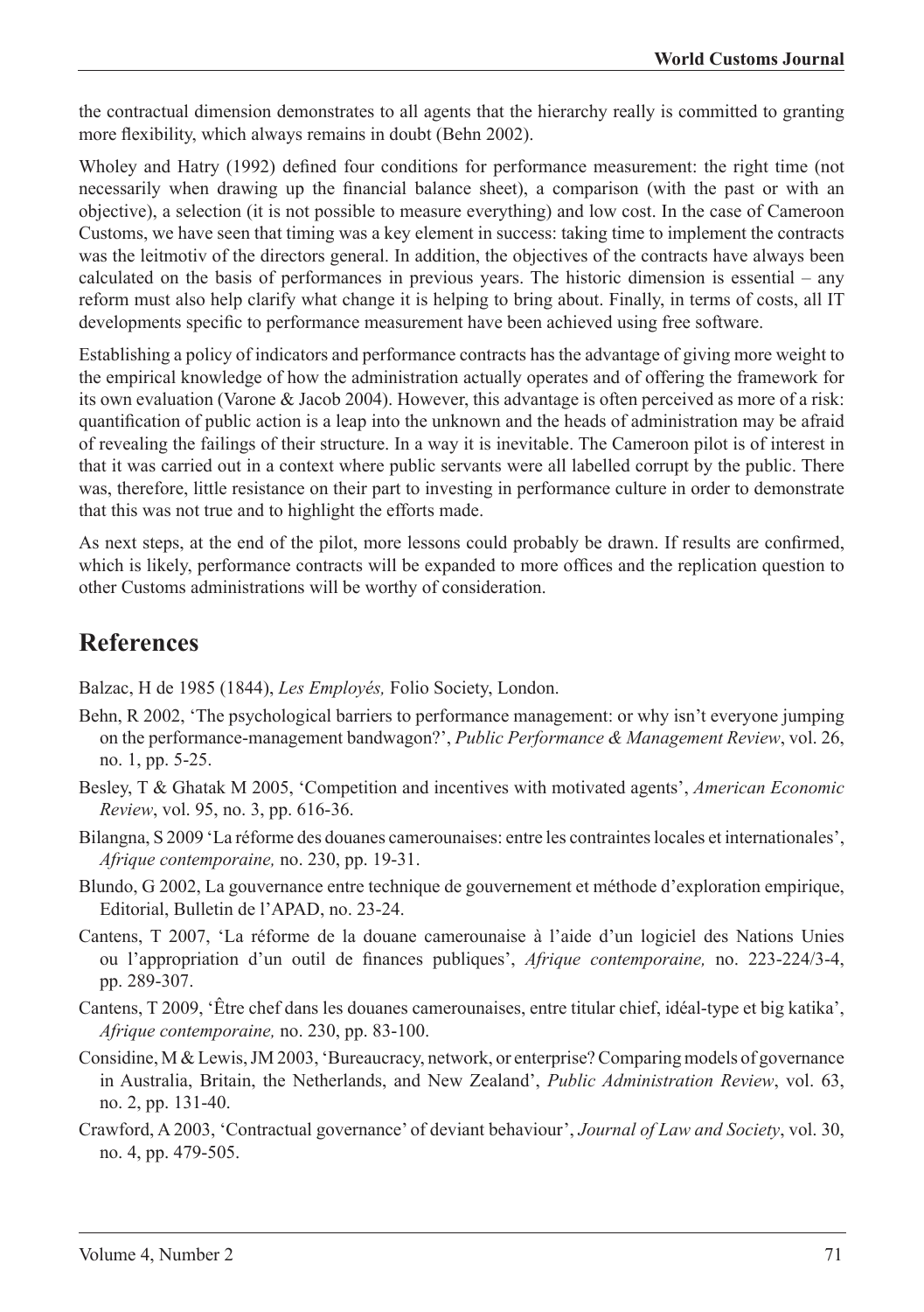the contractual dimension demonstrates to all agents that the hierarchy really is committed to granting more flexibility, which always remains in doubt (Behn 2002).

Wholey and Hatry (1992) defined four conditions for performance measurement: the right time (not necessarily when drawing up the financial balance sheet), a comparison (with the past or with an objective), a selection (it is not possible to measure everything) and low cost. In the case of Cameroon Customs, we have seen that timing was a key element in success: taking time to implement the contracts was the leitmotiv of the directors general. In addition, the objectives of the contracts have always been calculated on the basis of performances in previous years. The historic dimension is essential – any reform must also help clarify what change it is helping to bring about. Finally, in terms of costs, all IT developments specific to performance measurement have been achieved using free software.

Establishing a policy of indicators and performance contracts has the advantage of giving more weight to the empirical knowledge of how the administration actually operates and of offering the framework for its own evaluation (Varone & Jacob 2004). However, this advantage is often perceived as more of a risk: quantification of public action is a leap into the unknown and the heads of administration may be afraid of revealing the failings of their structure. In a way it is inevitable. The Cameroon pilot is of interest in that it was carried out in a context where public servants were all labelled corrupt by the public. There was, therefore, little resistance on their part to investing in performance culture in order to demonstrate that this was not true and to highlight the efforts made.

As next steps, at the end of the pilot, more lessons could probably be drawn. If results are confirmed, which is likely, performance contracts will be expanded to more offices and the replication question to other Customs administrations will be worthy of consideration.

## References

Balzac, H de 1985 (1844), *Les Employés,* Folio Society, London.

Behn, R 2002, 'The psychological barriers to performance management: or why isn't everyone jumping on the performance-management bandwagon?', *Public Performance & Management Review*, vol. 26, no. 1, pp. 5-25.

Besley, T & Ghatak M 2005, 'Competition and incentives with motivated agents', *American Economic Review*, vol. 95, no. 3, pp. 616-36.

Bilangna, S 2009 'La réforme des douanes camerounaises: entre les contraintes locales et internationales', *Afrique contemporaine,* no. 230, pp. 19-31.

Blundo, G 2002, La gouvernance entre technique de gouvernement et méthode d'exploration empirique, Editorial, Bulletin de l'APAD, no. 23-24.

Cantens, T 2007, 'La réforme de la douane camerounaise à l'aide d'un logiciel des Nations Unies ou l'appropriation d'un outil de finances publiques', *Afrique contemporaine,* no. 223-224/3-4, pp. 289-307.

Cantens, T 2009, 'Être chef dans les douanes camerounaises, entre titular chief, idéal-type et big katika', *Afrique contemporaine,* no. 230, pp. 83-100.

Considine, M & Lewis, JM 2003, 'Bureaucracy, network, or enterprise? Comparing models of governance in Australia, Britain, the Netherlands, and New Zealand', *Public Administration Review*, vol. 63, no. 2, pp. 131-40.

Crawford, A 2003, 'Contractual governance' of deviant behaviour', *Journal of Law and Society*, vol. 30, no. 4, pp. 479-505.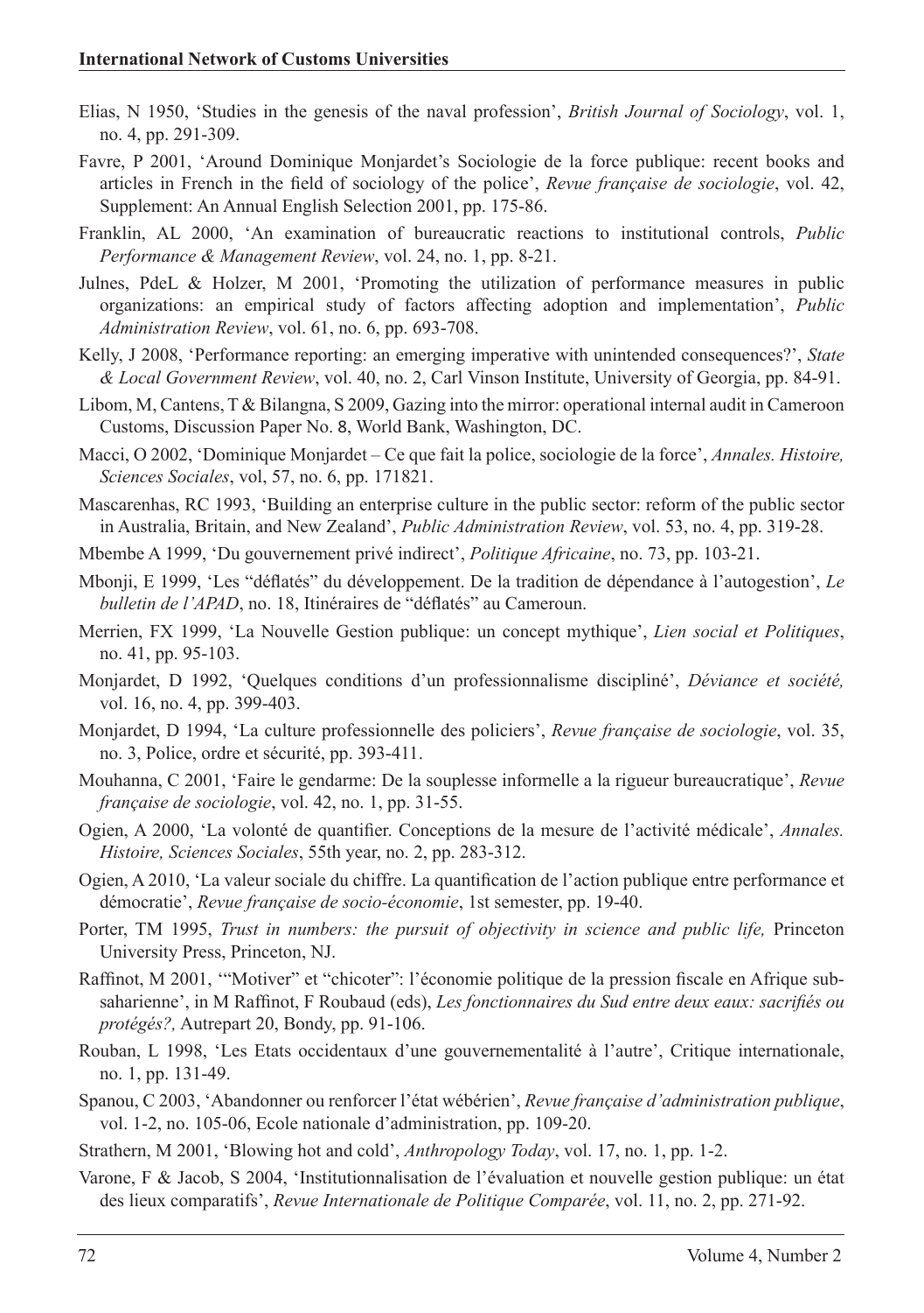Elias, N 1950, 'Studies in the genesis of the naval profession', *British Journal of Sociology*, vol. 1, no. 4, pp. 291-309.

Favre, P 2001, 'Around Dominique Monjardet's Sociologie de la force publique: recent books and articles in French in the field of sociology of the police', *Revue française de sociologie*, vol. 42, Supplement: An Annual English Selection 2001, pp. 175-86.

Franklin, AL 2000, 'An examination of bureaucratic reactions to institutional controls, *Public Performance & Management Review*, vol. 24, no. 1, pp. 8-21.

Julnes, PdeL & Holzer, M 2001, 'Promoting the utilization of performance measures in public organizations: an empirical study of factors affecting adoption and implementation', *Public Administration Review*, vol. 61, no. 6, pp. 693-708.

Kelly, J 2008, 'Performance reporting: an emerging imperative with unintended consequences?', *State & Local Government Review*, vol. 40, no. 2, Carl Vinson Institute, University of Georgia, pp. 84-91.

Libom, M, Cantens, T & Bilangna, S 2009, Gazing into the mirror: operational internal audit in Cameroon Customs, Discussion Paper No. 8, World Bank, Washington, DC.

Macci, O 2002, 'Dominique Monjardet – Ce que fait la police, sociologie de la force', *Annales. Histoire, Sciences Sociales*, vol, 57, no. 6, pp. 171821.

Mascarenhas, RC 1993, 'Building an enterprise culture in the public sector: reform of the public sector in Australia, Britain, and New Zealand', *Public Administration Review*, vol. 53, no. 4, pp. 319-28.

Mbembe A 1999, 'Du gouvernement privé indirect', *Politique Africaine*, no. 73, pp. 103-21.

Mbonji, E 1999, 'Les "déflatés" du développement. De la tradition de dépendance à l'autogestion', *Le bulletin de l'APAD*, no. 18, Itinéraires de "déflatés" au Cameroun.

Merrien, FX 1999, 'La Nouvelle Gestion publique: un concept mythique', *Lien social et Politiques*, no. 41, pp. 95-103.

Monjardet, D 1992, 'Quelques conditions d'un professionnalisme discipliné', *Déviance et société,* vol. 16, no. 4, pp. 399-403.

Monjardet, D 1994, 'La culture professionnelle des policiers', *Revue française de sociologie*, vol. 35, no. 3, Police, ordre et sécurité, pp. 393-411.

Mouhanna, C 2001, 'Faire le gendarme: De la souplesse informelle a la rigueur bureaucratique', *Revue française de sociologie*, vol. 42, no. 1, pp. 31-55.

Ogien, A 2000, 'La volonté de quantifier. Conceptions de la mesure de l'activité médicale', *Annales. Histoire, Sciences Sociales*, 55th year, no. 2, pp. 283-312.

Ogien, A 2010, 'La valeur sociale du chiffre. La quantification de l'action publique entre performance et démocratie', *Revue française de socio-économie*, 1st semester, pp. 19-40.

Porter, TM 1995, *Trust in numbers: the pursuit of objectivity in science and public life,* Princeton University Press, Princeton, NJ.

Raffinot, M 2001, '"Motiver" et "chicoter": l'économie politique de la pression fiscale en Afrique sub-saharienne', in M Raffinot, F Roubaud (eds), *Les fonctionnaires du Sud entre deux eaux: sacrifiés ou protégés?,* Autrepart 20, Bondy, pp. 91-106.

Rouban, L 1998, 'Les Etats occidentaux d'une gouvernementalité à l'autre', Critique internationale, no. 1, pp. 131-49.

Spanou, C 2003, 'Abandonner ou renforcer l'état wébérien', *Revue française d'administration publique*, vol. 1-2, no. 105-06, Ecole nationale d'administration, pp. 109-20.

Strathern, M 2001, 'Blowing hot and cold', *Anthropology Today*, vol. 17, no. 1, pp. 1-2.

Varone, F & Jacob, S 2004, 'Institutionnalisation de l'évaluation et nouvelle gestion publique: un état des lieux comparatifs', *Revue Internationale de Politique Comparée*, vol. 11, no. 2, pp. 271-92.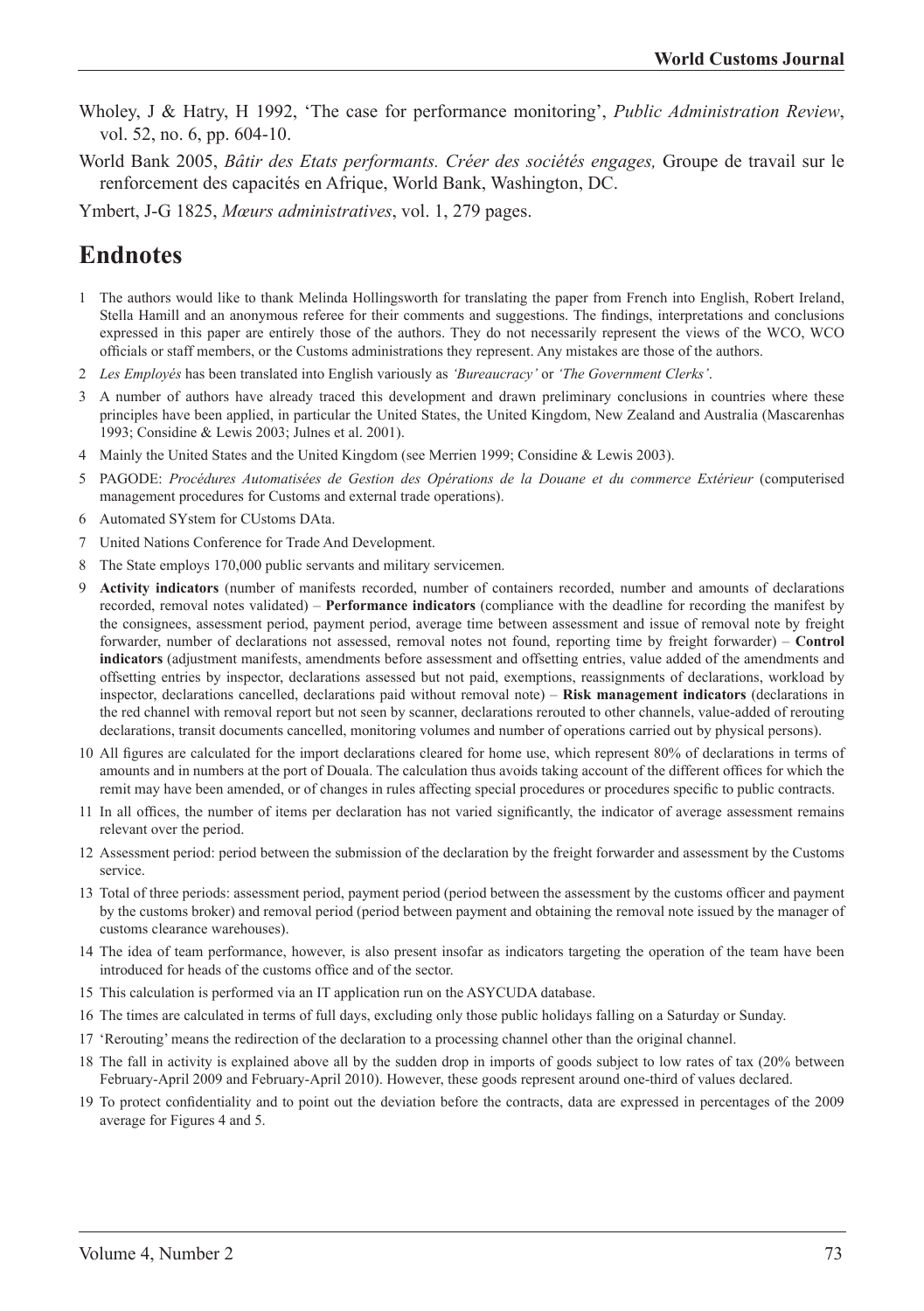Wholey, J & Hatry, H 1992, 'The case for performance monitoring', *Public Administration Review*, vol. 52, no. 6, pp. 604-10.

World Bank 2005, *Bâtir des Etats performants. Créer des sociétés engages,* Groupe de travail sur le renforcement des capacités en Afrique, World Bank, Washington, DC.

Ymbert, J-G 1825, *Mœurs administratives*, vol. 1, 279 pages.

# Endnotes

1 The authors would like to thank Melinda Hollingsworth for translating the paper from French into English, Robert Ireland, Stella Hamill and an anonymous referee for their comments and suggestions. The findings, interpretations and conclusions expressed in this paper are entirely those of the authors. They do not necessarily represent the views of the WCO, WCO officials or staff members, or the Customs administrations they represent. Any mistakes are those of the authors.

2 *Les Employés* has been translated into English variously as *'Bureaucracy'* or *'The Government Clerks'*.

3 A number of authors have already traced this development and drawn preliminary conclusions in countries where these principles have been applied, in particular the United States, the United Kingdom, New Zealand and Australia (Mascarenhas 1993; Considine & Lewis 2003; Julnes et al. 2001).

4 Mainly the United States and the United Kingdom (see Merrien 1999; Considine & Lewis 2003).

5 PAGODE: *Procédures Automatisées de Gestion des Opérations de la Douane et du commerce Extérieur* (computerised management procedures for Customs and external trade operations).

6 Automated SYstem for CUstoms DAta.

7 United Nations Conference for Trade And Development.

8 The State employs 170,000 public servants and military servicemen.

9 **Activity indicators** (number of manifests recorded, number of containers recorded, number and amounts of declarations recorded, removal notes validated) – **Performance indicators** (compliance with the deadline for recording the manifest by the consignees, assessment period, payment period, average time between assessment and issue of removal note by freight forwarder, number of declarations not assessed, removal notes not found, reporting time by freight forwarder) – **Control indicators** (adjustment manifests, amendments before assessment and offsetting entries, value added of the amendments and offsetting entries by inspector, declarations assessed but not paid, exemptions, reassignments of declarations, workload by inspector, declarations cancelled, declarations paid without removal note) – **Risk management indicators** (declarations in the red channel with removal report but not seen by scanner, declarations rerouted to other channels, value-added of rerouting declarations, transit documents cancelled, monitoring volumes and number of operations carried out by physical persons).

10 All figures are calculated for the import declarations cleared for home use, which represent 80% of declarations in terms of amounts and in numbers at the port of Douala. The calculation thus avoids taking account of the different offices for which the remit may have been amended, or of changes in rules affecting special procedures or procedures specific to public contracts.

11 In all offices, the number of items per declaration has not varied significantly, the indicator of average assessment remains relevant over the period.

12 Assessment period: period between the submission of the declaration by the freight forwarder and assessment by the Customs service.

13 Total of three periods: assessment period, payment period (period between the assessment by the customs officer and payment by the customs broker) and removal period (period between payment and obtaining the removal note issued by the manager of customs clearance warehouses).

14 The idea of team performance, however, is also present insofar as indicators targeting the operation of the team have been introduced for heads of the customs office and of the sector.

15 This calculation is performed via an IT application run on the ASYCUDA database.

16 The times are calculated in terms of full days, excluding only those public holidays falling on a Saturday or Sunday.

17 'Rerouting' means the redirection of the declaration to a processing channel other than the original channel.

18 The fall in activity is explained above all by the sudden drop in imports of goods subject to low rates of tax (20% between February-April 2009 and February-April 2010). However, these goods represent around one-third of values declared.

19 To protect confidentiality and to point out the deviation before the contracts, data are expressed in percentages of the 2009 average for Figures 4 and 5.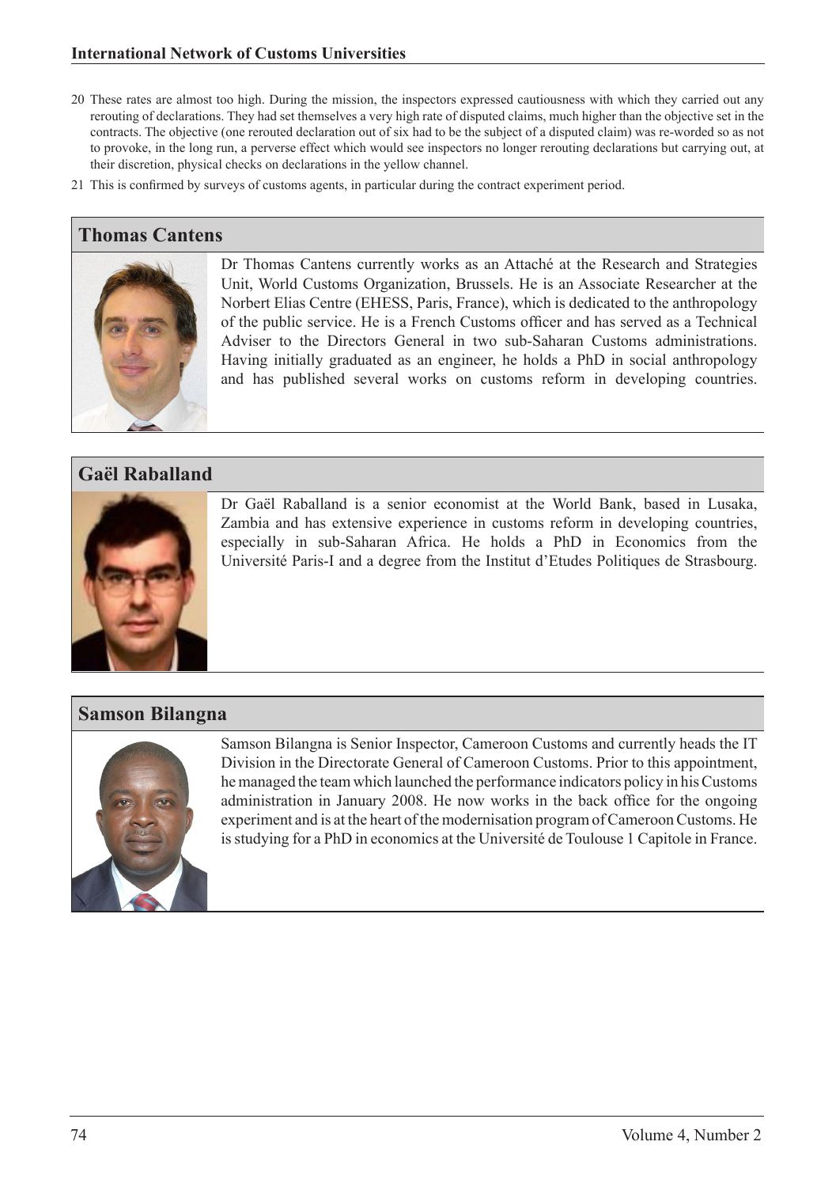20 These rates are almost too high. During the mission, the inspectors expressed cautiousness with which they carried out any rerouting of declarations. They had set themselves a very high rate of disputed claims, much higher than the objective set in the contracts. The objective (one rerouted declaration out of six had to be the subject of a disputed claim) was re-worded so as not to provoke, in the long run, a perverse effect which would see inspectors no longer rerouting declarations but carrying out, at their discretion, physical checks on declarations in the yellow channel.

21 This is confirmed by surveys of customs agents, in particular during the contract experiment period.

## Thomas Cantens

Dr Thomas Cantens currently works as an Attaché at the Research and Strategies Unit, World Customs Organization, Brussels. He is an Associate Researcher at the Norbert Elias Centre (EHESS, Paris, France), which is dedicated to the anthropology of the public service. He is a French Customs officer and has served as a Technical Adviser to the Directors General in two sub-Saharan Customs administrations. Having initially graduated as an engineer, he holds a PhD in social anthropology and has published several works on customs reform in developing countries.

## Gaël Raballand

Dr Gaël Raballand is a senior economist at the World Bank, based in Lusaka, Zambia and has extensive experience in customs reform in developing countries, especially in sub-Saharan Africa. He holds a PhD in Economics from the Université Paris-I and a degree from the Institut d'Etudes Politiques de Strasbourg.

## Samson Bilangna

Samson Bilangna is Senior Inspector, Cameroon Customs and currently heads the IT Division in the Directorate General of Cameroon Customs. Prior to this appointment, he managed the team which launched the performance indicators policy in his Customs administration in January 2008. He now works in the back office for the ongoing experiment and is at the heart of the modernisation program of Cameroon Customs. He is studying for a PhD in economics at the Université de Toulouse 1 Capitole in France.